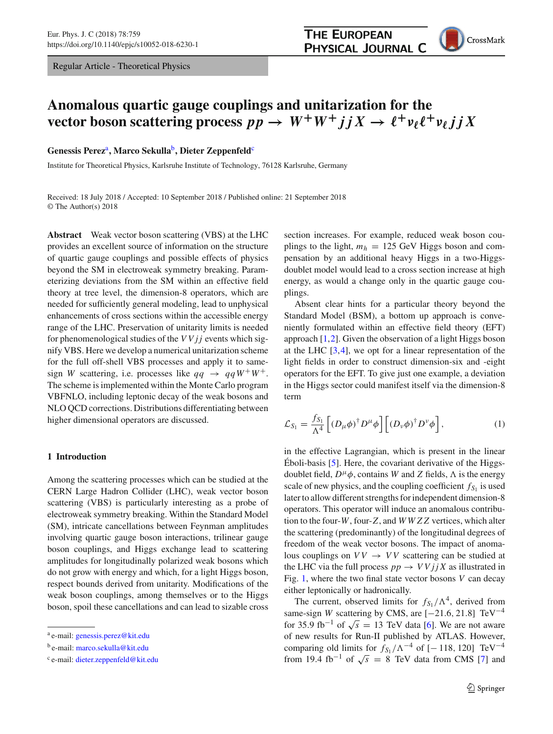Regular Article - Theoretical Physics

# Anomalous quartic gauge couplings and unitarization for the vector boson scattering process $pp \rightarrow W^+W^+jjX \rightarrow \ell^+\nu_\ell\ell^+\nu_\ell jjX$

**Genessis Perez**[a], **Marco Sekulla**[b], **Dieter Zeppenfeld**[c]

Institute for Theoretical Physics, Karlsruhe Institute of Technology, 76128 Karlsruhe, Germany

Received: 18 July 2018 / Accepted: 10 September 2018 / Published online: 21 September 2018
© The Author(s) 2018

**Abstract** Weak vector boson scattering (VBS) at the LHC provides an excellent source of information on the structure of quartic gauge couplings and possible effects of physics beyond the SM in electroweak symmetry breaking. Parameterizing deviations from the SM within an effective field theory at tree level, the dimension-8 operators, which are needed for sufficiently general modeling, lead to unphysical enhancements of cross sections within the accessible energy range of the LHC. Preservation of unitarity limits is needed for phenomenological studies of the $VVjj$ events which signify VBS. Here we develop a numerical unitarization scheme for the full off-shell VBS processes and apply it to same-sign $W$ scattering, i.e. processes like $qq \rightarrow qqW^+W^+$. The scheme is implemented within the Monte Carlo program VBFNLO, including leptonic decay of the weak bosons and NLO QCD corrections. Distributions differentiating between higher dimensional operators are discussed.

## 1 Introduction

Among the scattering processes which can be studied at the CERN Large Hadron Collider (LHC), weak vector boson scattering (VBS) is particularly interesting as a probe of electroweak symmetry breaking. Within the Standard Model (SM), intricate cancellations between Feynman amplitudes involving quartic gauge boson interactions, trilinear gauge boson couplings, and Higgs exchange lead to scattering amplitudes for longitudinally polarized weak bosons which do not grow with energy and which, for a light Higgs boson, respect bounds derived from unitarity. Modifications of the weak boson couplings, among themselves or to the Higgs boson, spoil these cancellations and can lead to sizable cross section increases. For example, reduced weak boson couplings to the light, $m_h = 125$ GeV Higgs boson and compensation by an additional heavy Higgs in a two-Higgs-doublet model would lead to a cross section increase at high energy, as would a change only in the quartic gauge couplings.

Absent clear hints for a particular theory beyond the Standard Model (BSM), a bottom up approach is conveniently formulated within an effective field theory (EFT) approach [1,2]. Given the observation of a light Higgs boson at the LHC [3,4], we opt for a linear representation of the light fields in order to construct dimension-six and -eight operators for the EFT. To give just one example, a deviation in the Higgs sector could manifest itself via the dimension-8 term

$$\mathcal{L}_{S_1} = \frac{f_{S_1}}{\Lambda^4}\left[(D_\mu\phi)^\dagger D^\mu\phi\right]\left[(D_\nu\phi)^\dagger D^\nu\phi\right], \tag{1}$$

in the effective Lagrangian, which is present in the linear Éboli-basis [5]. Here, the covariant derivative of the Higgs-doublet field, $D^\mu\phi$, contains $W$ and $Z$ fields, $\Lambda$ is the energy scale of new physics, and the coupling coefficient $f_{S_1}$ is used later to allow different strengths for independent dimension-8 operators. This operator will induce an anomalous contribution to the four-$W$, four-$Z$, and $WWZZ$ vertices, which alter the scattering (predominantly) of the longitudinal degrees of freedom of the weak vector bosons. The impact of anomalous couplings on $VV \rightarrow VV$ scattering can be studied at the LHC via the full process $pp \rightarrow VVjjX$ as illustrated in Fig. 1, where the two final state vector bosons $V$ can decay either leptonically or hadronically.

The current, observed limits for $f_{S_1}/\Lambda^4$, derived from same-sign $W$ scattering by CMS, are $[-21.6, 21.8]$ TeV$^{-4}$ for 35.9 fb$^{-1}$ of $\sqrt{s} = 13$ TeV data [6]. We are not aware of new results for Run-II published by ATLAS. However, comparing old limits for $f_{S_1}/\Lambda^{-4}$ of $[-118, 120]$ TeV$^{-4}$ from 19.4 fb$^{-1}$ of $\sqrt{s} = 8$ TeV data from CMS [7] and

---

[a] e-mail: genessis.perez@kit.edu
[b] e-mail: marco.sekulla@kit.edu
[c] e-mail: dieter.zeppenfeld@kit.edu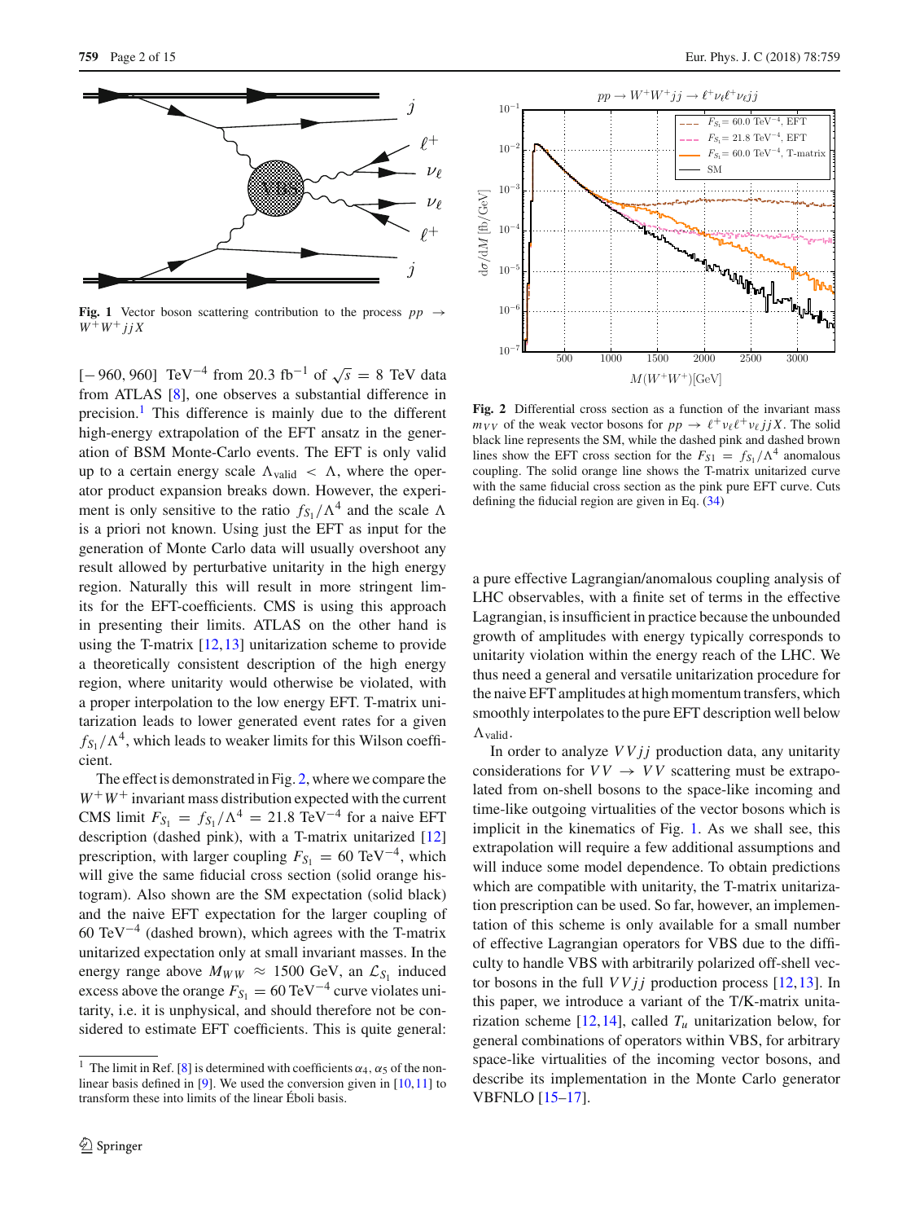Fig. 1 Vector boson scattering contribution to the process $pp \rightarrow W^+W^+jjX$

$[-960, 960]$ TeV$^{-4}$ from 20.3 fb$^{-1}$ of $\sqrt{s} = 8$ TeV data from ATLAS [8], one observes a substantial difference in precision.[1] This difference is mainly due to the different high-energy extrapolation of the EFT ansatz in the generation of BSM Monte-Carlo events. The EFT is only valid up to a certain energy scale $\Lambda_{\text{valid}} < \Lambda$, where the operator product expansion breaks down. However, the experiment is only sensitive to the ratio $f_{S_1}/\Lambda^4$ and the scale $\Lambda$ is a priori not known. Using just the EFT as input for the generation of Monte Carlo data will usually overshoot any result allowed by perturbative unitarity in the high energy region. Naturally this will result in more stringent limits for the EFT-coefficients. CMS is using this approach in presenting their limits. ATLAS on the other hand is using the T-matrix [12,13] unitarization scheme to provide a theoretically consistent description of the high energy region, where unitarity would otherwise be violated, with a proper interpolation to the low energy EFT. T-matrix unitarization leads to lower generated event rates for a given $f_{S_1}/\Lambda^4$, which leads to weaker limits for this Wilson coefficient.

The effect is demonstrated in Fig. 2, where we compare the $W^+W^+$ invariant mass distribution expected with the current CMS limit $F_{S_1} = f_{S_1}/\Lambda^4 = 21.8$ TeV$^{-4}$ for a naive EFT description (dashed pink), with a T-matrix unitarized [12] prescription, with larger coupling $F_{S_1} = 60$ TeV$^{-4}$, which will give the same fiducial cross section (solid orange histogram). Also shown are the SM expectation (solid black) and the naive EFT expectation for the larger coupling of 60 TeV$^{-4}$ (dashed brown), which agrees with the T-matrix unitarized expectation only at small invariant masses. In the energy range above $M_{WW} \approx 1500$ GeV, an $\mathcal{L}_{S_1}$ induced excess above the orange $F_{S_1} = 60$ TeV$^{-4}$ curve violates unitarity, i.e. it is unphysical, and should therefore not be considered to estimate EFT coefficients. This is quite general:

[1] The limit in Ref. [8] is determined with coefficients $\alpha_4$, $\alpha_5$ of the non-linear basis defined in [9]. We used the conversion given in [10,11] to transform these into limits of the linear Éboli basis.

Fig. 2 Differential cross section as a function of the invariant mass $m_{VV}$ of the weak vector bosons for $pp \rightarrow \ell^+\nu_\ell\ell^+\nu_\ell jjX$. The solid black line represents the SM, while the dashed pink and dashed brown lines show the EFT cross section for the $F_{S1} = f_{S_1}/\Lambda^4$ anomalous coupling. The solid orange line shows the T-matrix unitarized curve with the same fiducial cross section as the pink pure EFT curve. Cuts defining the fiducial region are given in Eq. (34)

a pure effective Lagrangian/anomalous coupling analysis of LHC observables, with a finite set of terms in the effective Lagrangian, is insufficient in practice because the unbounded growth of amplitudes with energy typically corresponds to unitarity violation within the energy reach of the LHC. We thus need a general and versatile unitarization procedure for the naive EFT amplitudes at high momentum transfers, which smoothly interpolates to the pure EFT description well below $\Lambda_{\text{valid}}$.

In order to analyze $VVjj$ production data, any unitarity considerations for $VV \rightarrow VV$ scattering must be extrapolated from on-shell bosons to the space-like incoming and time-like outgoing virtualities of the vector bosons which is implicit in the kinematics of Fig. 1. As we shall see, this extrapolation will require a few additional assumptions and will induce some model dependence. To obtain predictions which are compatible with unitarity, the T-matrix unitarization prescription can be used. So far, however, an implementation of this scheme is only available for a small number of effective Lagrangian operators for VBS due to the difficulty to handle VBS with arbitrarily polarized off-shell vector bosons in the full $VVjj$ production process [12,13]. In this paper, we introduce a variant of the T/K-matrix unitarization scheme [12,14], called $T_u$ unitarization below, for general combinations of operators within VBS, for arbitrary space-like virtualities of the incoming vector bosons, and describe its implementation in the Monte Carlo generator VBFNLO [15–17].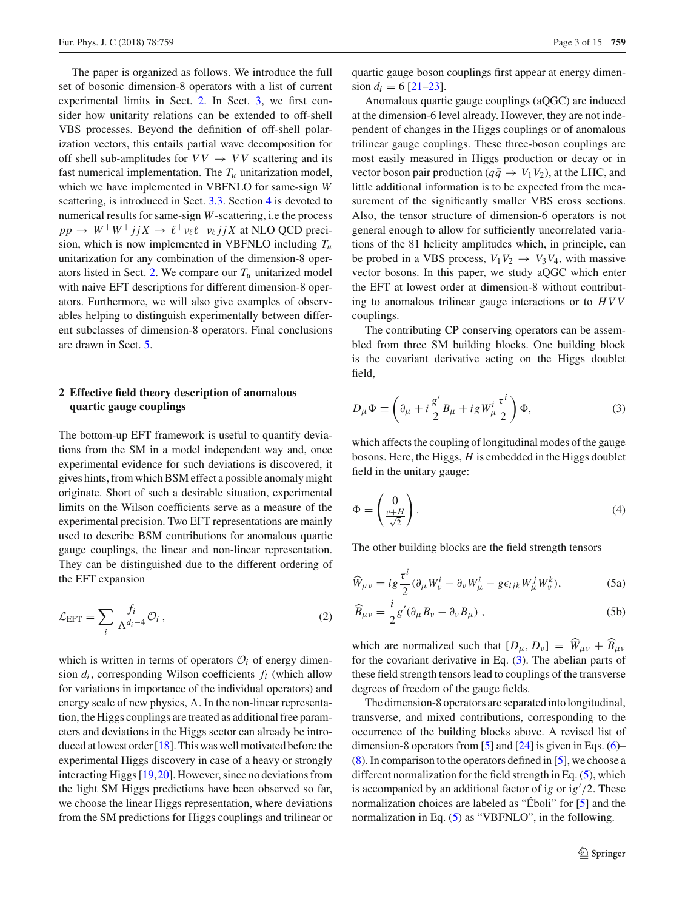The paper is organized as follows. We introduce the full set of bosonic dimension-8 operators with a list of current experimental limits in Sect. 2. In Sect. 3, we first consider how unitarity relations can be extended to off-shell VBS processes. Beyond the definition of off-shell polarization vectors, this entails partial wave decomposition for off shell sub-amplitudes for $VV \rightarrow VV$ scattering and its fast numerical implementation. The $T_u$ unitarization model, which we have implemented in VBFNLO for same-sign $W$ scattering, is introduced in Sect. 3.3. Section 4 is devoted to numerical results for same-sign $W$-scattering, i.e the process $pp \rightarrow W^+W^+jjX \rightarrow \ell^+\nu_\ell\ell^+\nu_\ell jjX$ at NLO QCD precision, which is now implemented in VBFNLO including $T_u$ unitarization for any combination of the dimension-8 operators listed in Sect. 2. We compare our $T_u$ unitarized model with naive EFT descriptions for different dimension-8 operators. Furthermore, we will also give examples of observables helping to distinguish experimentally between different subclasses of dimension-8 operators. Final conclusions are drawn in Sect. 5.

## 2 Effective field theory description of anomalous quartic gauge couplings

The bottom-up EFT framework is useful to quantify deviations from the SM in a model independent way and, once experimental evidence for such deviations is discovered, it gives hints, from which BSM effect a possible anomaly might originate. Short of such a desirable situation, experimental limits on the Wilson coefficients serve as a measure of the experimental precision. Two EFT representations are mainly used to describe BSM contributions for anomalous quartic gauge couplings, the linear and non-linear representation. They can be distinguished due to the different ordering of the EFT expansion

$$\mathcal{L}_{\mathrm{EFT}} = \sum_i \frac{f_i}{\Lambda^{d_i-4}}\mathcal{O}_i\,, \tag{2}$$

which is written in terms of operators $\mathcal{O}_i$ of energy dimension $d_i$, corresponding Wilson coefficients $f_i$ (which allow for variations in importance of the individual operators) and energy scale of new physics, $\Lambda$. In the non-linear representation, the Higgs couplings are treated as additional free parameters and deviations in the Higgs sector can already be introduced at lowest order [18]. This was well motivated before the experimental Higgs discovery in case of a heavy or strongly interacting Higgs [19,20]. However, since no deviations from the light SM Higgs predictions have been observed so far, we choose the linear Higgs representation, where deviations from the SM predictions for Higgs couplings and trilinear or quartic gauge boson couplings first appear at energy dimension $d_i = 6$ [21–23].

Anomalous quartic gauge couplings (aQGC) are induced at the dimension-6 level already. However, they are not independent of changes in the Higgs couplings or of anomalous trilinear gauge couplings. These three-boson couplings are most easily measured in Higgs production or decay or in vector boson pair production ($q\bar{q} \rightarrow V_1V_2$), at the LHC, and little additional information is to be expected from the measurement of the significantly smaller VBS cross sections. Also, the tensor structure of dimension-6 operators is not general enough to allow for sufficiently uncorrelated variations of the 81 helicity amplitudes which, in principle, can be probed in a VBS process, $V_1V_2 \rightarrow V_3V_4$, with massive vector bosons. In this paper, we study aQGC which enter the EFT at lowest order at dimension-8 without contributing to anomalous trilinear gauge interactions or to $HVV$ couplings.

The contributing CP conserving operators can be assembled from three SM building blocks. One building block is the covariant derivative acting on the Higgs doublet field,

$$D_\mu\Phi \equiv \left(\partial_\mu + i\frac{g'}{2}B_\mu + igW^i_\mu\frac{\tau^i}{2}\right)\Phi, \tag{3}$$

which affects the coupling of longitudinal modes of the gauge bosons. Here, the Higgs, $H$ is embedded in the Higgs doublet field in the unitary gauge:

$$\Phi = \begin{pmatrix} 0 \\ \frac{v+H}{\sqrt{2}} \end{pmatrix}. \tag{4}$$

The other building blocks are the field strength tensors

$$\widehat{W}_{\mu\nu} = ig\frac{\tau^i}{2}(\partial_\mu W^i_\nu - \partial_\nu W^i_\mu - g\epsilon_{ijk}W^j_\mu W^k_\nu), \tag{5a}$$

$$\widehat{B}_{\mu\nu} = \frac{i}{2}g'(\partial_\mu B_\nu - \partial_\nu B_\mu)\,, \tag{5b}$$

which are normalized such that $[D_\mu, D_\nu] = \widehat{W}_{\mu\nu} + \widehat{B}_{\mu\nu}$ for the covariant derivative in Eq. (3). The abelian parts of these field strength tensors lead to couplings of the transverse degrees of freedom of the gauge fields.

The dimension-8 operators are separated into longitudinal, transverse, and mixed contributions, corresponding to the occurrence of the building blocks above. A revised list of dimension-8 operators from [5] and [24] is given in Eqs. (6)–(8). In comparison to the operators defined in [5], we choose a different normalization for the field strength in Eq. (5), which is accompanied by an additional factor of $ig$ or $ig'/2$. These normalization choices are labeled as "Éboli" for [5] and the normalization in Eq. (5) as "VBFNLO", in the following.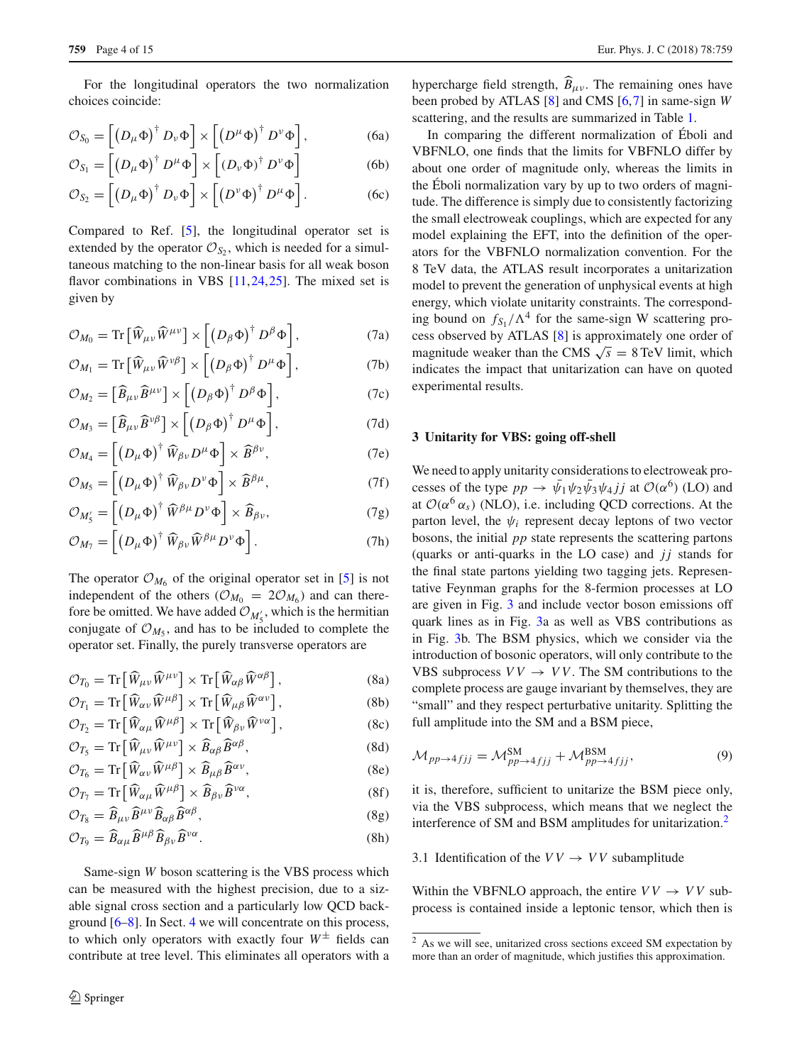For the longitudinal operators the two normalization choices coincide:

$$\mathcal{O}_{S_0} = \left[ \left(D_\mu \Phi\right)^\dagger D_\nu \Phi \right] \times \left[ \left(D^\mu \Phi\right)^\dagger D^\nu \Phi \right], \tag{6a}$$

$$\mathcal{O}_{S_1} = \left[ \left(D_\mu \Phi\right)^\dagger D^\mu \Phi \right] \times \left[ \left(D_\nu \Phi\right)^\dagger D^\nu \Phi \right] \tag{6b}$$

$$\mathcal{O}_{S_2} = \left[ \left(D_\mu \Phi\right)^\dagger D_\nu \Phi \right] \times \left[ \left(D^\nu \Phi\right)^\dagger D^\mu \Phi \right]. \tag{6c}$$

Compared to Ref. [5], the longitudinal operator set is extended by the operator $\mathcal{O}_{S_2}$, which is needed for a simultaneous matching to the non-linear basis for all weak boson flavor combinations in VBS [11,24,25]. The mixed set is given by

$$\mathcal{O}_{M_0} = \mathrm{Tr}\left[ \widehat{W}_{\mu\nu} \widehat{W}^{\mu\nu} \right] \times \left[ \left(D_\beta \Phi\right)^\dagger D^\beta \Phi \right], \tag{7a}$$

$$\mathcal{O}_{M_1} = \mathrm{Tr}\left[ \widehat{W}_{\mu\nu} \widehat{W}^{\nu\beta} \right] \times \left[ \left(D_\beta \Phi\right)^\dagger D^\mu \Phi \right], \tag{7b}$$

$$\mathcal{O}_{M_2} = \left[ \widehat{B}_{\mu\nu} \widehat{B}^{\mu\nu} \right] \times \left[ \left(D_\beta \Phi\right)^\dagger D^\beta \Phi \right], \tag{7c}$$

$$\mathcal{O}_{M_3} = \left[ \widehat{B}_{\mu\nu} \widehat{B}^{\nu\beta} \right] \times \left[ \left(D_\beta \Phi\right)^\dagger D^\mu \Phi \right], \tag{7d}$$

$$\mathcal{O}_{M_4} = \left[ \left(D_\mu \Phi\right)^\dagger \widehat{W}_{\beta\nu} D^\mu \Phi \right] \times \widehat{B}^{\beta\nu}, \tag{7e}$$

$$\mathcal{O}_{M_5} = \left[ \left(D_\mu \Phi\right)^\dagger \widehat{W}_{\beta\nu} D^\nu \Phi \right] \times \widehat{B}^{\beta\mu}, \tag{7f}$$

$$\mathcal{O}_{M'_5} = \left[ \left(D_\mu \Phi\right)^\dagger \widehat{W}^{\beta\mu} D^\nu \Phi \right] \times \widehat{B}_{\beta\nu}, \tag{7g}$$

$$\mathcal{O}_{M_7} = \left[ \left(D_\mu \Phi\right)^\dagger \widehat{W}_{\beta\nu} \widehat{W}^{\beta\mu} D^\nu \Phi \right]. \tag{7h}$$

The operator $\mathcal{O}_{M_6}$ of the original operator set in [5] is not independent of the others ($\mathcal{O}_{M_0} = 2\mathcal{O}_{M_6}$) and can therefore be omitted. We have added $\mathcal{O}_{M'_5}$, which is the hermitian conjugate of $\mathcal{O}_{M_5}$, and has to be included to complete the operator set. Finally, the purely transverse operators are

$$\mathcal{O}_{T_0} = \mathrm{Tr}\left[ \widehat{W}_{\mu\nu} \widehat{W}^{\mu\nu} \right] \times \mathrm{Tr}\left[ \widehat{W}_{\alpha\beta} \widehat{W}^{\alpha\beta} \right], \tag{8a}$$

$$\mathcal{O}_{T_1} = \mathrm{Tr}\left[ \widehat{W}_{\alpha\nu} \widehat{W}^{\mu\beta} \right] \times \mathrm{Tr}\left[ \widehat{W}_{\mu\beta} \widehat{W}^{\alpha\nu} \right], \tag{8b}$$

$$\mathcal{O}_{T_2} = \mathrm{Tr}\left[ \widehat{W}_{\alpha\mu} \widehat{W}^{\mu\beta} \right] \times \mathrm{Tr}\left[ \widehat{W}_{\beta\nu} \widehat{W}^{\nu\alpha} \right], \tag{8c}$$

$$\mathcal{O}_{T_5} = \mathrm{Tr}\left[ \widehat{W}_{\mu\nu} \widehat{W}^{\mu\nu} \right] \times \widehat{B}_{\alpha\beta} \widehat{B}^{\alpha\beta}, \tag{8d}$$

$$\mathcal{O}_{T_6} = \mathrm{Tr}\left[ \widehat{W}_{\alpha\nu} \widehat{W}^{\mu\beta} \right] \times \widehat{B}_{\mu\beta} \widehat{B}^{\alpha\nu}, \tag{8e}$$

$$\mathcal{O}_{T_7} = \mathrm{Tr}\left[ \widehat{W}_{\alpha\mu} \widehat{W}^{\mu\beta} \right] \times \widehat{B}_{\beta\nu} \widehat{B}^{\nu\alpha}, \tag{8f}$$

$$\mathcal{O}_{T_8} = \widehat{B}_{\mu\nu} \widehat{B}^{\mu\nu} \widehat{B}_{\alpha\beta} \widehat{B}^{\alpha\beta}, \tag{8g}$$

$$\mathcal{O}_{T_9} = \widehat{B}_{\alpha\mu} \widehat{B}^{\mu\beta} \widehat{B}_{\beta\nu} \widehat{B}^{\nu\alpha}. \tag{8h}$$

Same-sign $W$ boson scattering is the VBS process which can be measured with the highest precision, due to a sizable signal cross section and a particularly low QCD background [6–8]. In Sect. 4 we will concentrate on this process, to which only operators with exactly four $W^\pm$ fields can contribute at tree level. This eliminates all operators with a hypercharge field strength, $\widehat{B}_{\mu\nu}$. The remaining ones have been probed by ATLAS [8] and CMS [6,7] in same-sign $W$ scattering, and the results are summarized in Table 1.

In comparing the different normalization of Éboli and VBFNLO, one finds that the limits for VBFNLO differ by about one order of magnitude only, whereas the limits in the Éboli normalization vary by up to two orders of magnitude. The difference is simply due to consistently factorizing the small electroweak couplings, which are expected for any model explaining the EFT, into the definition of the operators for the VBFNLO normalization convention. For the 8 TeV data, the ATLAS result incorporates a unitarization model to prevent the generation of unphysical events at high energy, which violate unitarity constraints. The corresponding bound on $f_{S_1}/\Lambda^4$ for the same-sign W scattering process observed by ATLAS [8] is approximately one order of magnitude weaker than the CMS $\sqrt{s} = 8$ TeV limit, which indicates the impact that unitarization can have on quoted experimental results.

## 3 Unitarity for VBS: going off-shell

We need to apply unitarity considerations to electroweak processes of the type $pp \to \bar{\psi}_1 \psi_2 \bar{\psi}_3 \psi_4 jj$ at $\mathcal{O}(\alpha^6)$ (LO) and at $\mathcal{O}(\alpha^6 \alpha_s)$ (NLO), i.e. including QCD corrections. At the parton level, the $\psi_i$ represent decay leptons of two vector bosons, the initial $pp$ state represents the scattering partons (quarks or anti-quarks in the LO case) and $jj$ stands for the final state partons yielding two tagging jets. Representative Feynman graphs for the 8-fermion processes at LO are given in Fig. 3 and include vector boson emissions off quark lines as in Fig. 3a as well as VBS contributions as in Fig. 3b. The BSM physics, which we consider via the introduction of bosonic operators, will only contribute to the VBS subprocess $VV \to VV$. The SM contributions to the complete process are gauge invariant by themselves, they are "small" and they respect perturbative unitarity. Splitting the full amplitude into the SM and a BSM piece,

$$\mathcal{M}_{pp\to 4fjj} = \mathcal{M}^{\mathrm{SM}}_{pp\to 4fjj} + \mathcal{M}^{\mathrm{BSM}}_{pp\to 4fjj}, \tag{9}$$

it is, therefore, sufficient to unitarize the BSM piece only, via the VBS subprocess, which means that we neglect the interference of SM and BSM amplitudes for unitarization.[2]

### 3.1 Identification of the $VV \to VV$ subamplitude

Within the VBFNLO approach, the entire $VV \to VV$ subprocess is contained inside a leptonic tensor, which then is

[2] As we will see, unitarized cross sections exceed SM expectation by more than an order of magnitude, which justifies this approximation.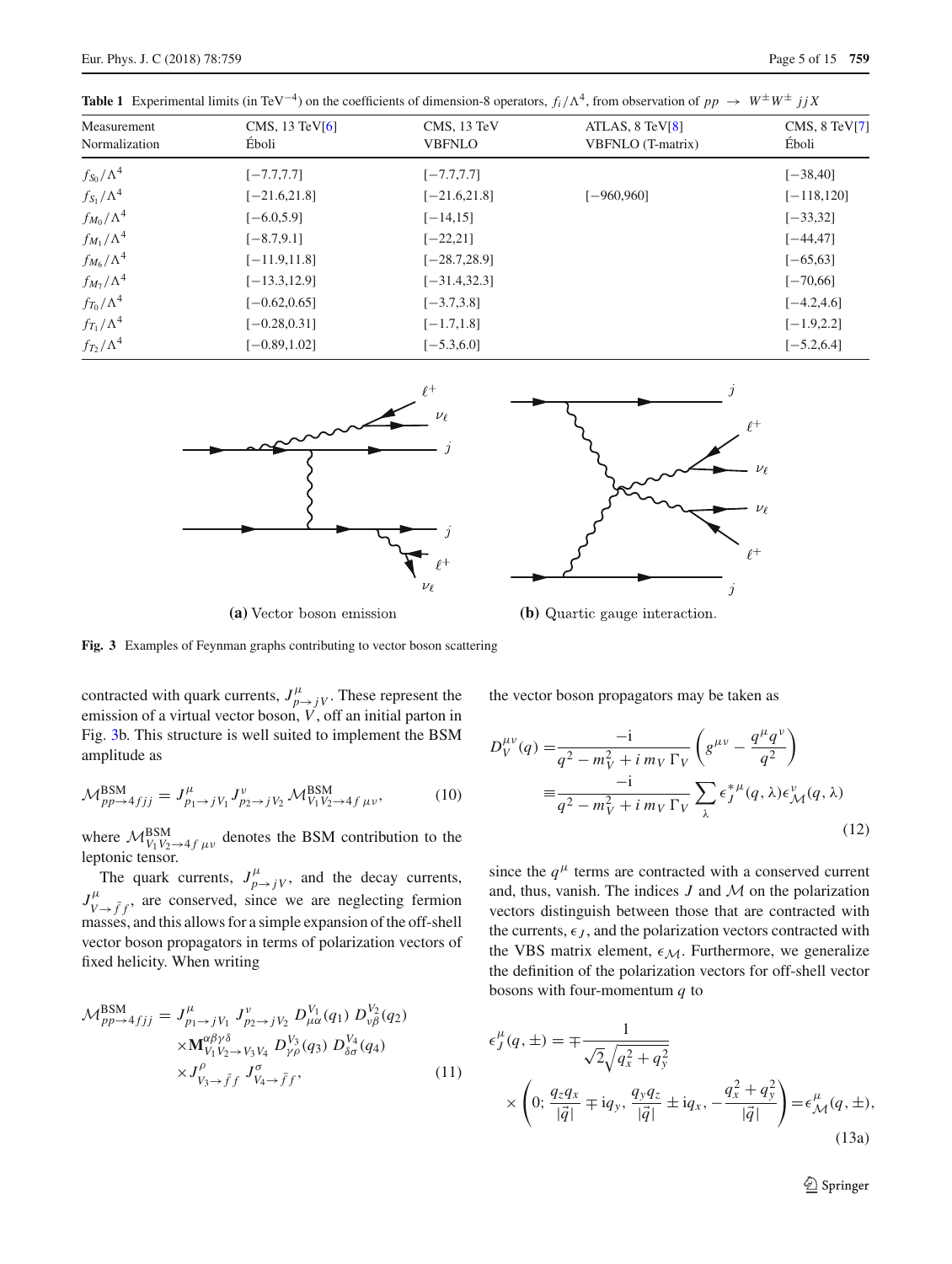**Table 1** Experimental limits (in TeV$^{-4}$) on the coefficients of dimension-8 operators, $f_i/\Lambda^4$, from observation of $pp \to W^\pm W^\pm jjX$

| Measurement Normalization | CMS, 13 TeV[6] Éboli | CMS, 13 TeV VBFNLO | ATLAS, 8 TeV[8] VBFNLO (T-matrix) | CMS, 8 TeV[7] Éboli |
|---|---|---|---|---|
| $f_{S_0}/\Lambda^4$ | [−7.7,7.7] | [−7.7,7.7] | | [−38,40] |
| $f_{S_1}/\Lambda^4$ | [−21.6,21.8] | [−21.6,21.8] | [−960,960] | [−118,120] |
| $f_{M_0}/\Lambda^4$ | [−6.0,5.9] | [−14,15] | | [−33,32] |
| $f_{M_1}/\Lambda^4$ | [−8.7,9.1] | [−22,21] | | [−44,47] |
| $f_{M_6}/\Lambda^4$ | [−11.9,11.8] | [−28.7,28.9] | | [−65,63] |
| $f_{M_7}/\Lambda^4$ | [−13.3,12.9] | [−31.4,32.3] | | [−70,66] |
| $f_{T_0}/\Lambda^4$ | [−0.62,0.65] | [−3.7,3.8] | | [−4.2,4.6] |
| $f_{T_1}/\Lambda^4$ | [−0.28,0.31] | [−1.7,1.8] | | [−1.9,2.2] |
| $f_{T_2}/\Lambda^4$ | [−0.89,1.02] | [−5.3,6.0] | | [−5.2,6.4] |

(a) Vector boson emission

(b) Quartic gauge interaction.

**Fig. 3** Examples of Feynman graphs contributing to vector boson scattering

contracted with quark currents, $J^\mu_{p\to jV}$. These represent the emission of a virtual vector boson, $V$, off an initial parton in Fig. 3b. This structure is well suited to implement the BSM amplitude as

$$\mathcal{M}^{\text{BSM}}_{pp\to 4fjj} = J^\mu_{p_1\to jV_1}\, J^\nu_{p_2\to jV_2}\, \mathcal{M}^{\text{BSM}}_{V_1V_2\to 4f\,\mu\nu}, \tag{10}$$

where $\mathcal{M}^{\text{BSM}}_{V_1V_2\to 4f\,\mu\nu}$ denotes the BSM contribution to the leptonic tensor.

The quark currents, $J^\mu_{p\to jV}$, and the decay currents, $J^\mu_{V\to \bar{f}f}$, are conserved, since we are neglecting fermion masses, and this allows for a simple expansion of the off-shell vector boson propagators in terms of polarization vectors of fixed helicity. When writing

$$\begin{aligned}\mathcal{M}^{\text{BSM}}_{pp\to 4fjj} = {} & J^\mu_{p_1\to jV_1}\, J^\nu_{p_2\to jV_2}\, D^{V_1}_{\mu\alpha}(q_1)\, D^{V_2}_{\nu\beta}(q_2) \\ & \times \mathbf{M}^{\alpha\beta\gamma\delta}_{V_1V_2\to V_3V_4}\, D^{V_3}_{\gamma\rho}(q_3)\, D^{V_4}_{\delta\sigma}(q_4) \\ & \times J^\rho_{V_3\to \bar{f}f}\, J^\sigma_{V_4\to \bar{f}f},\end{aligned} \tag{11}$$

the vector boson propagators may be taken as

$$\begin{aligned}D^{\mu\nu}_V(q) = {} & \frac{-\mathrm{i}}{q^2 - m_V^2 + i\, m_V\, \Gamma_V}\left(g^{\mu\nu} - \frac{q^\mu q^\nu}{q^2}\right) \\ \equiv {} & \frac{-\mathrm{i}}{q^2 - m_V^2 + i\, m_V\, \Gamma_V}\sum_\lambda \epsilon^{*\mu}_J(q,\lambda)\epsilon^\nu_{\mathcal{M}}(q,\lambda)\end{aligned} \tag{12}$$

since the $q^\mu$ terms are contracted with a conserved current and, thus, vanish. The indices $J$ and $\mathcal{M}$ on the polarization vectors distinguish between those that are contracted with the currents, $\epsilon_J$, and the polarization vectors contracted with the VBS matrix element, $\epsilon_{\mathcal{M}}$. Furthermore, we generalize the definition of the polarization vectors for off-shell vector bosons with four-momentum $q$ to

$$\begin{aligned}\epsilon^\mu_J(q,\pm) = {} & \mp\frac{1}{\sqrt{2}\sqrt{q_x^2+q_y^2}} \\ & \times\left(0;\, \frac{q_z q_x}{|\vec{q}|}\mp \mathrm{i}q_y,\, \frac{q_y q_z}{|\vec{q}|}\pm \mathrm{i}q_x,\, -\frac{q_x^2+q_y^2}{|\vec{q}|}\right) = \epsilon^\mu_{\mathcal{M}}(q,\pm),\end{aligned} \tag{13a}$$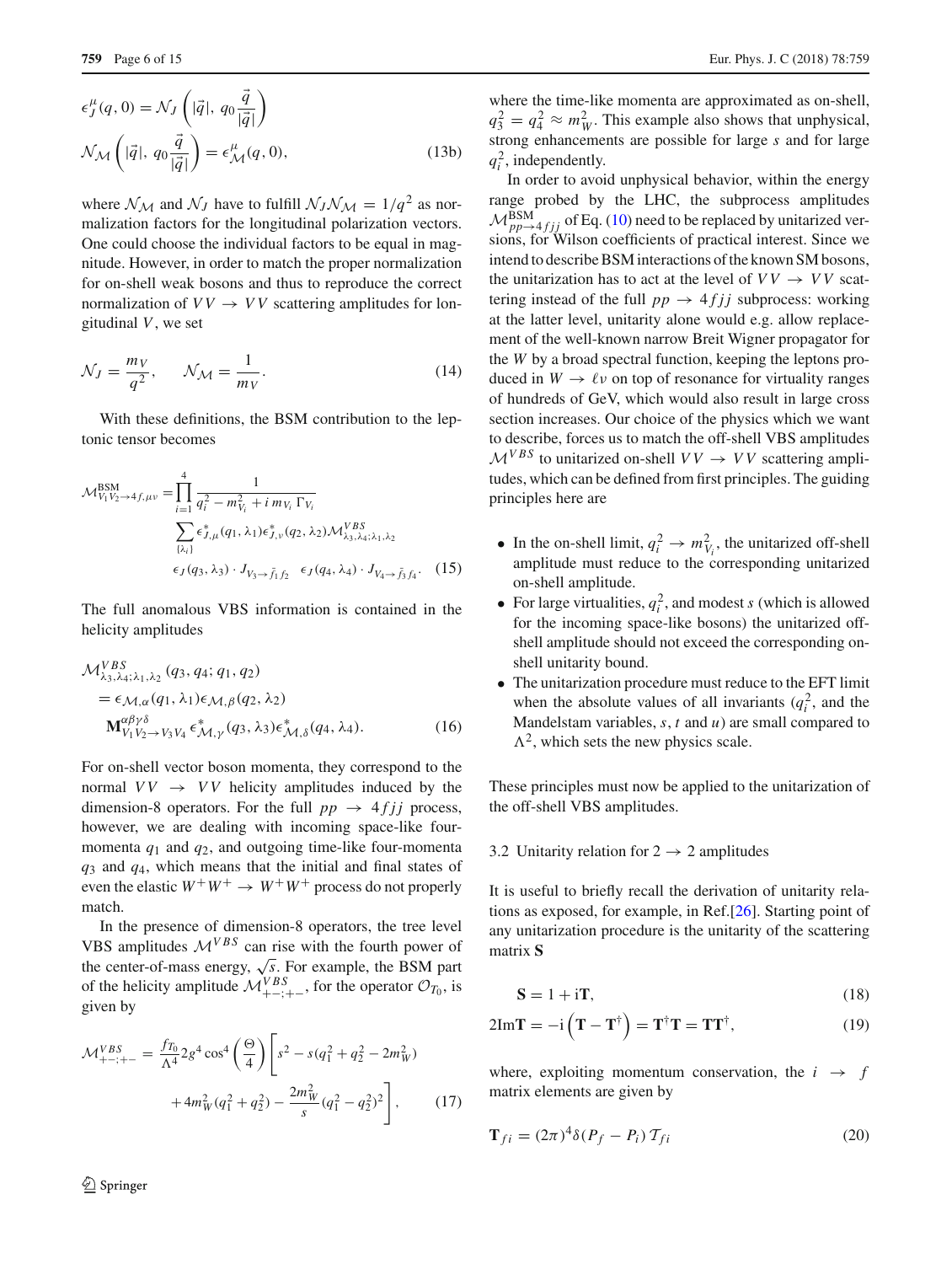$$
\epsilon^{\mu}_{J}(q,0) = \mathcal{N}_J \left( |\vec{q}|,\ q_0 \frac{\vec{q}}{|\vec{q}|} \right)
$$

$$
\mathcal{N}_{\mathcal{M}} \left( |\vec{q}|,\ q_0 \frac{\vec{q}}{|\vec{q}|} \right) = \epsilon^{\mu}_{\mathcal{M}}(q,0), \tag{13b}
$$

where $\mathcal{N}_{\mathcal{M}}$ and $\mathcal{N}_J$ have to fulfill $\mathcal{N}_J \mathcal{N}_{\mathcal{M}} = 1/q^2$ as normalization factors for the longitudinal polarization vectors. One could choose the individual factors to be equal in magnitude. However, in order to match the proper normalization for on-shell weak bosons and thus to reproduce the correct normalization of $VV \to VV$ scattering amplitudes for longitudinal $V$, we set

$$
\mathcal{N}_J = \frac{m_V}{q^2}, \qquad \mathcal{N}_{\mathcal{M}} = \frac{1}{m_V}. \tag{14}
$$

With these definitions, the BSM contribution to the leptonic tensor becomes

$$
\begin{aligned}
\mathcal{M}^{\text{BSM}}_{V_1 V_2 \to 4f, \mu\nu} = & \prod_{i=1}^{4} \frac{1}{q_i^2 - m_{V_i}^2 + i\, m_{V_i} \Gamma_{V_i}} \\
& \sum_{\{\lambda_i\}} \epsilon^{*}_{J,\mu}(q_1, \lambda_1) \epsilon^{*}_{J,\nu}(q_2, \lambda_2) \mathcal{M}^{VBS}_{\lambda_3,\lambda_4;\lambda_1,\lambda_2} \\
& \epsilon_J(q_3, \lambda_3) \cdot J_{V_3 \to \bar{f}_1 f_2} \quad \epsilon_J(q_4, \lambda_4) \cdot J_{V_4 \to \bar{f}_3 f_4}.
\end{aligned} \tag{15}
$$

The full anomalous VBS information is contained in the helicity amplitudes

$$
\begin{aligned}
& \mathcal{M}^{VBS}_{\lambda_3,\lambda_4;\lambda_1,\lambda_2}(q_3, q_4; q_1, q_2) \\
& = \epsilon_{\mathcal{M},\alpha}(q_1, \lambda_1) \epsilon_{\mathcal{M},\beta}(q_2, \lambda_2) \\
& \quad \mathbf{M}^{\alpha\beta\gamma\delta}_{V_1 V_2 \to V_3 V_4} \epsilon^{*}_{\mathcal{M},\gamma}(q_3, \lambda_3) \epsilon^{*}_{\mathcal{M},\delta}(q_4, \lambda_4).
\end{aligned} \tag{16}
$$

For on-shell vector boson momenta, they correspond to the normal $VV \to VV$ helicity amplitudes induced by the dimension-8 operators. For the full $pp \to 4fjj$ process, however, we are dealing with incoming space-like four-momenta $q_1$ and $q_2$, and outgoing time-like four-momenta $q_3$ and $q_4$, which means that the initial and final states of even the elastic $W^+W^+ \to W^+W^+$ process do not properly match.

In the presence of dimension-8 operators, the tree level VBS amplitudes $\mathcal{M}^{VBS}$ can rise with the fourth power of the center-of-mass energy, $\sqrt{s}$. For example, the BSM part of the helicity amplitude $\mathcal{M}^{VBS}_{+-;+-}$, for the operator $\mathcal{O}_{T_0}$, is given by

$$
\begin{aligned}
\mathcal{M}^{VBS}_{+-;+-} = & \frac{f_{T_0}}{\Lambda^4} 2 g^4 \cos^4\left(\frac{\Theta}{4}\right) \Bigg[ s^2 - s(q_1^2 + q_2^2 - 2m_W^2) \\
& + 4m_W^2(q_1^2 + q_2^2) - \frac{2m_W^2}{s}(q_1^2 - q_2^2)^2 \Bigg],
\end{aligned} \tag{17}
$$

where the time-like momenta are approximated as on-shell, $q_3^2 = q_4^2 \approx m_W^2$. This example also shows that unphysical, strong enhancements are possible for large $s$ and for large $q_i^2$, independently.

In order to avoid unphysical behavior, within the energy range probed by the LHC, the subprocess amplitudes $\mathcal{M}^{\text{BSM}}_{pp \to 4fjj}$ of Eq. (10) need to be replaced by unitarized versions, for Wilson coefficients of practical interest. Since we intend to describe BSM interactions of the known SM bosons, the unitarization has to act at the level of $VV \to VV$ scattering instead of the full $pp \to 4fjj$ subprocess: working at the latter level, unitarity alone would e.g. allow replacement of the well-known narrow Breit Wigner propagator for the $W$ by a broad spectral function, keeping the leptons produced in $W \to \ell\nu$ on top of resonance for virtuality ranges of hundreds of GeV, which would also result in large cross section increases. Our choice of the physics which we want to describe, forces us to match the off-shell VBS amplitudes $\mathcal{M}^{VBS}$ to unitarized on-shell $VV \to VV$ scattering amplitudes, which can be defined from first principles. The guiding principles here are

- In the on-shell limit, $q_i^2 \to m_{V_i}^2$, the unitarized off-shell amplitude must reduce to the corresponding unitarized on-shell amplitude.
- For large virtualities, $q_i^2$, and modest $s$ (which is allowed for the incoming space-like bosons) the unitarized off-shell amplitude should not exceed the corresponding on-shell unitarity bound.
- The unitarization procedure must reduce to the EFT limit when the absolute values of all invariants ($q_i^2$, and the Mandelstam variables, $s$, $t$ and $u$) are small compared to $\Lambda^2$, which sets the new physics scale.

These principles must now be applied to the unitarization of the off-shell VBS amplitudes.

### 3.2 Unitarity relation for 2 → 2 amplitudes

It is useful to briefly recall the derivation of unitarity relations as exposed, for example, in Ref.[26]. Starting point of any unitarization procedure is the unitarity of the scattering matrix $\mathbf{S}$

$$
\mathbf{S} = 1 + \mathrm{i}\mathbf{T}, \tag{18}
$$

$$
2\,\mathrm{Im}\mathbf{T} = -\mathrm{i}\left(\mathbf{T} - \mathbf{T}^{\dagger}\right) = \mathbf{T}^{\dagger}\mathbf{T} = \mathbf{T}\mathbf{T}^{\dagger}, \tag{19}
$$

where, exploiting momentum conservation, the $i \to f$ matrix elements are given by

$$
\mathbf{T}_{fi} = (2\pi)^4 \delta(P_f - P_i)\, \mathcal{T}_{fi} \tag{20}
$$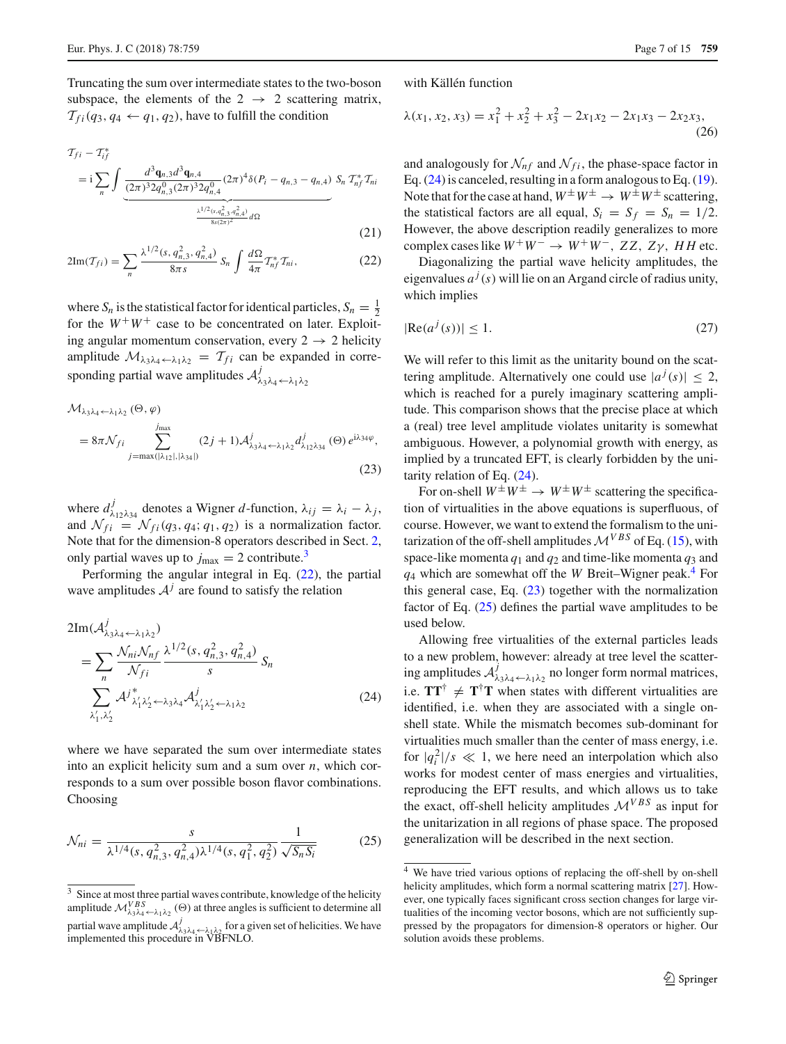Truncating the sum over intermediate states to the two-boson subspace, the elements of the $2 \to 2$ scattering matrix, $\mathcal{T}_{fi}(q_3, q_4 \leftarrow q_1, q_2)$, have to fulfill the condition

$$
\begin{aligned}
&\mathcal{T}_{fi} - \mathcal{T}_{if}^* \\
&= \mathrm{i} \sum_n \int \underbrace{\frac{d^3\mathbf{q}_{n,3} d^3\mathbf{q}_{n,4}}{(2\pi)^3 2q_{n,3}^0 (2\pi)^3 2q_{n,4}^0} (2\pi)^4 \delta(P_i - q_{n,3} - q_{n,4})}_{\frac{\lambda^{1/2}(s, q_{n,3}^2, q_{n,4}^2)}{8s(2\pi)^2} d\Omega} S_n \, \mathcal{T}_{nf}^* \mathcal{T}_{ni}
\end{aligned}
\tag{21}
$$

$$
2\mathrm{Im}(\mathcal{T}_{fi}) = \sum_n \frac{\lambda^{1/2}(s, q_{n,3}^2, q_{n,4}^2)}{8\pi s} S_n \int \frac{d\Omega}{4\pi} \mathcal{T}_{nf}^* \mathcal{T}_{ni}, \tag{22}
$$

where $S_n$ is the statistical factor for identical particles, $S_n = \frac{1}{2}$ for the $W^+W^+$ case to be concentrated on later. Exploiting angular momentum conservation, every $2 \to 2$ helicity amplitude $\mathcal{M}_{\lambda_3\lambda_4 \leftarrow \lambda_1\lambda_2} = \mathcal{T}_{fi}$ can be expanded in corresponding partial wave amplitudes $\mathcal{A}^j_{\lambda_3\lambda_4 \leftarrow \lambda_1\lambda_2}$

$$
\begin{aligned}
&\mathcal{M}_{\lambda_3\lambda_4 \leftarrow \lambda_1\lambda_2}(\Theta, \varphi) \\
&= 8\pi \mathcal{N}_{fi} \sum_{j=\max(|\lambda_{12}|, |\lambda_{34}|)}^{j_{\max}} (2j+1) \mathcal{A}^j_{\lambda_3\lambda_4 \leftarrow \lambda_1\lambda_2} d^j_{\lambda_{12}\lambda_{34}}(\Theta) \, e^{\mathrm{i}\lambda_{34}\varphi},
\end{aligned}
\tag{23}
$$

where $d^j_{\lambda_{12}\lambda_{34}}$ denotes a Wigner $d$-function, $\lambda_{ij} = \lambda_i - \lambda_j$, and $\mathcal{N}_{fi} = \mathcal{N}_{fi}(q_3, q_4; q_1, q_2)$ is a normalization factor. Note that for the dimension-8 operators described in Sect. 2, only partial waves up to $j_{\max} = 2$ contribute.[3]

Performing the angular integral in Eq. (22), the partial wave amplitudes $\mathcal{A}^j$ are found to satisfy the relation

$$
\begin{aligned}
&2\mathrm{Im}(\mathcal{A}^j_{\lambda_3\lambda_4 \leftarrow \lambda_1\lambda_2}) \\
&= \sum_n \frac{\mathcal{N}_{ni}\mathcal{N}_{nf}}{\mathcal{N}_{fi}} \frac{\lambda^{1/2}(s, q_{n,3}^2, q_{n,4}^2)}{s} S_n \\
&\quad \sum_{\lambda_1', \lambda_2'} \mathcal{A}^{j\,*}_{\lambda_1'\lambda_2' \leftarrow \lambda_3\lambda_4} \mathcal{A}^j_{\lambda_1'\lambda_2' \leftarrow \lambda_1\lambda_2}
\end{aligned}
\tag{24}
$$

where we have separated the sum over intermediate states into an explicit helicity sum and a sum over $n$, which corresponds to a sum over possible boson flavor combinations. Choosing

$$
\mathcal{N}_{ni} = \frac{s}{\lambda^{1/4}(s, q_{n,3}^2, q_{n,4}^2) \lambda^{1/4}(s, q_1^2, q_2^2)} \frac{1}{\sqrt{S_n S_i}} \tag{25}
$$

with Källén function

$$
\lambda(x_1, x_2, x_3) = x_1^2 + x_2^2 + x_3^2 - 2x_1x_2 - 2x_1x_3 - 2x_2x_3, \tag{26}
$$

and analogously for $\mathcal{N}_{nf}$ and $\mathcal{N}_{fi}$, the phase-space factor in Eq. (24) is canceled, resulting in a form analogous to Eq. (19). Note that for the case at hand, $W^\pm W^\pm \to W^\pm W^\pm$ scattering, the statistical factors are all equal, $S_i = S_f = S_n = 1/2$. However, the above description readily generalizes to more complex cases like $W^+W^- \to W^+W^-$, $ZZ$, $Z\gamma$, $HH$ etc.

Diagonalizing the partial wave helicity amplitudes, the eigenvalues $a^j(s)$ will lie on an Argand circle of radius unity, which implies

$$
|\mathrm{Re}(a^j(s))| \leq 1. \tag{27}
$$

We will refer to this limit as the unitarity bound on the scattering amplitude. Alternatively one could use $|a^j(s)| \leq 2$, which is reached for a purely imaginary scattering amplitude. This comparison shows that the precise place at which a (real) tree level amplitude violates unitarity is somewhat ambiguous. However, a polynomial growth with energy, as implied by a truncated EFT, is clearly forbidden by the unitarity relation of Eq. (24).

For on-shell $W^\pm W^\pm \to W^\pm W^\pm$ scattering the specification of virtualities in the above equations is superfluous, of course. However, we want to extend the formalism to the unitarization of the off-shell amplitudes $\mathcal{M}^{VBS}$ of Eq. (15), with space-like momenta $q_1$ and $q_2$ and time-like momenta $q_3$ and $q_4$ which are somewhat off the $W$ Breit–Wigner peak.[4] For this general case, Eq. (23) together with the normalization factor of Eq. (25) defines the partial wave amplitudes to be used below.

Allowing free virtualities of the external particles leads to a new problem, however: already at tree level the scattering amplitudes $\mathcal{A}^j_{\lambda_3\lambda_4 \leftarrow \lambda_1\lambda_2}$ no longer form normal matrices, i.e. $\mathbf{T}\mathbf{T}^\dagger \neq \mathbf{T}^\dagger\mathbf{T}$ when states with different virtualities are identified, i.e. when they are associated with a single on-shell state. While the mismatch becomes sub-dominant for virtualities much smaller than the center of mass energy, i.e. for $|q_i^2|/s \ll 1$, we here need an interpolation which also works for modest center of mass energies and virtualities, reproducing the EFT results, and which allows us to take the exact, off-shell helicity amplitudes $\mathcal{M}^{VBS}$ as input for the unitarization in all regions of phase space. The proposed generalization will be described in the next section.

---

[3] Since at most three partial waves contribute, knowledge of the helicity amplitude $\mathcal{M}^{VBS}_{\lambda_3\lambda_4 \leftarrow \lambda_1\lambda_2}(\Theta)$ at three angles is sufficient to determine all partial wave amplitude $\mathcal{A}^j_{\lambda_3\lambda_4 \leftarrow \lambda_1\lambda_2}$ for a given set of helicities. We have implemented this procedure in VBFNLO.

[4] We have tried various options of replacing the off-shell by on-shell helicity amplitudes, which form a normal scattering matrix [27]. However, one typically faces significant cross section changes for large virtualities of the incoming vector bosons, which are not sufficiently suppressed by the propagators for dimension-8 operators or higher. Our solution avoids these problems.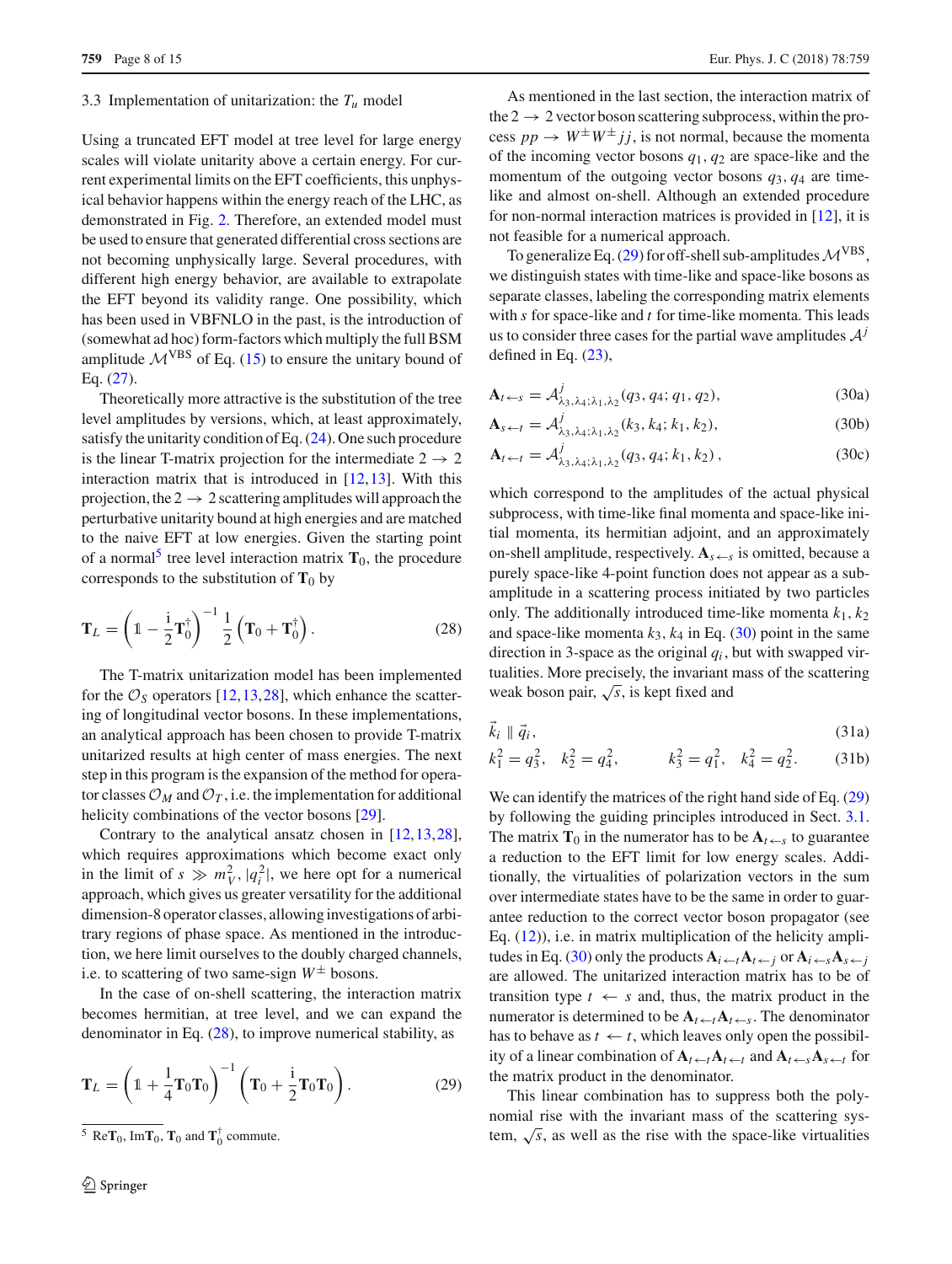### 3.3 Implementation of unitarization: the $T_u$ model

Using a truncated EFT model at tree level for large energy scales will violate unitarity above a certain energy. For current experimental limits on the EFT coefficients, this unphysical behavior happens within the energy reach of the LHC, as demonstrated in Fig. 2. Therefore, an extended model must be used to ensure that generated differential cross sections are not becoming unphysically large. Several procedures, with different high energy behavior, are available to extrapolate the EFT beyond its validity range. One possibility, which has been used in VBFNLO in the past, is the introduction of (somewhat ad hoc) form-factors which multiply the full BSM amplitude $\mathcal{M}^{\text{VBS}}$ of Eq. (15) to ensure the unitary bound of Eq. (27).

Theoretically more attractive is the substitution of the tree level amplitudes by versions, which, at least approximately, satisfy the unitarity condition of Eq. (24). One such procedure is the linear T-matrix projection for the intermediate $2 \to 2$ interaction matrix that is introduced in [12,13]. With this projection, the $2 \to 2$ scattering amplitudes will approach the perturbative unitarity bound at high energies and are matched to the naive EFT at low energies. Given the starting point of a normal[5] tree level interaction matrix $\mathbf{T}_0$, the procedure corresponds to the substitution of $\mathbf{T}_0$ by

$$\mathbf{T}_L = \left(\mathbb{1} - \frac{\mathrm{i}}{2}\mathbf{T}_0^\dagger\right)^{-1} \frac{1}{2}\left(\mathbf{T}_0 + \mathbf{T}_0^\dagger\right). \tag{28}$$

The T-matrix unitarization model has been implemented for the $\mathcal{O}_S$ operators [12,13,28], which enhance the scattering of longitudinal vector bosons. In these implementations, an analytical approach has been chosen to provide T-matrix unitarized results at high center of mass energies. The next step in this program is the expansion of the method for operator classes $\mathcal{O}_M$ and $\mathcal{O}_T$, i.e. the implementation for additional helicity combinations of the vector bosons [29].

Contrary to the analytical ansatz chosen in [12,13,28], which requires approximations which become exact only in the limit of $s \gg m_V^2, |q_i^2|$, we here opt for a numerical approach, which gives us greater versatility for the additional dimension-8 operator classes, allowing investigations of arbitrary regions of phase space. As mentioned in the introduction, we here limit ourselves to the doubly charged channels, i.e. to scattering of two same-sign $W^\pm$ bosons.

In the case of on-shell scattering, the interaction matrix becomes hermitian, at tree level, and we can expand the denominator in Eq. (28), to improve numerical stability, as

$$\mathbf{T}_L = \left(\mathbb{1} + \frac{1}{4}\mathbf{T}_0\mathbf{T}_0\right)^{-1} \left(\mathbf{T}_0 + \frac{\mathrm{i}}{2}\mathbf{T}_0\mathbf{T}_0\right). \tag{29}$$

[5] $\mathrm{Re}\mathbf{T}_0$, $\mathrm{Im}\mathbf{T}_0$, $\mathbf{T}_0$ and $\mathbf{T}_0^\dagger$ commute.

As mentioned in the last section, the interaction matrix of the $2 \to 2$ vector boson scattering subprocess, within the process $pp \to W^\pm W^\pm jj$, is not normal, because the momenta of the incoming vector bosons $q_1, q_2$ are space-like and the momentum of the outgoing vector bosons $q_3, q_4$ are time-like and almost on-shell. Although an extended procedure for non-normal interaction matrices is provided in [12], it is not feasible for a numerical approach.

To generalize Eq. (29) for off-shell sub-amplitudes $\mathcal{M}^{\text{VBS}}$, we distinguish states with time-like and space-like bosons as separate classes, labeling the corresponding matrix elements with $s$ for space-like and $t$ for time-like momenta. This leads us to consider three cases for the partial wave amplitudes $\mathcal{A}^j$ defined in Eq. (23),

$$\mathbf{A}_{t \leftarrow s} = \mathcal{A}^j_{\lambda_3,\lambda_4;\lambda_1,\lambda_2}(q_3, q_4; q_1, q_2), \tag{30a}$$

$$\mathbf{A}_{s \leftarrow t} = \mathcal{A}^j_{\lambda_3,\lambda_4;\lambda_1,\lambda_2}(k_3, k_4; k_1, k_2), \tag{30b}$$

$$\mathbf{A}_{t \leftarrow t} = \mathcal{A}^j_{\lambda_3,\lambda_4;\lambda_1,\lambda_2}(q_3, q_4; k_1, k_2), \tag{30c}$$

which correspond to the amplitudes of the actual physical subprocess, with time-like final momenta and space-like initial momenta, its hermitian adjoint, and an approximately on-shell amplitude, respectively. $\mathbf{A}_{s \leftarrow s}$ is omitted, because a purely space-like 4-point function does not appear as a sub-amplitude in a scattering process initiated by two particles only. The additionally introduced time-like momenta $k_1, k_2$ and space-like momenta $k_3, k_4$ in Eq. (30) point in the same direction in 3-space as the original $q_i$, but with swapped virtualities. More precisely, the invariant mass of the scattering weak boson pair, $\sqrt{s}$, is kept fixed and

$$\vec{k}_i \parallel \vec{q}_i, \tag{31a}$$

$$k_1^2 = q_3^2, \quad k_2^2 = q_4^2, \qquad k_3^2 = q_1^2, \quad k_4^2 = q_2^2. \tag{31b}$$

We can identify the matrices of the right hand side of Eq. (29) by following the guiding principles introduced in Sect. 3.1. The matrix $\mathbf{T}_0$ in the numerator has to be $\mathbf{A}_{t \leftarrow s}$ to guarantee a reduction to the EFT limit for low energy scales. Additionally, the virtualities of polarization vectors in the sum over intermediate states have to be the same in order to guarantee reduction to the correct vector boson propagator (see Eq. (12)), i.e. in matrix multiplication of the helicity amplitudes in Eq. (30) only the products $\mathbf{A}_{i \leftarrow t}\mathbf{A}_{t \leftarrow j}$ or $\mathbf{A}_{i \leftarrow s}\mathbf{A}_{s \leftarrow j}$ are allowed. The unitarized interaction matrix has to be of transition type $t \leftarrow s$ and, thus, the matrix product in the numerator is determined to be $\mathbf{A}_{t \leftarrow t}\mathbf{A}_{t \leftarrow s}$. The denominator has to behave as $t \leftarrow t$, which leaves only open the possibility of a linear combination of $\mathbf{A}_{t \leftarrow t}\mathbf{A}_{t \leftarrow t}$ and $\mathbf{A}_{t \leftarrow s}\mathbf{A}_{s \leftarrow t}$ for the matrix product in the denominator.

This linear combination has to suppress both the polynomial rise with the invariant mass of the scattering system, $\sqrt{s}$, as well as the rise with the space-like virtualities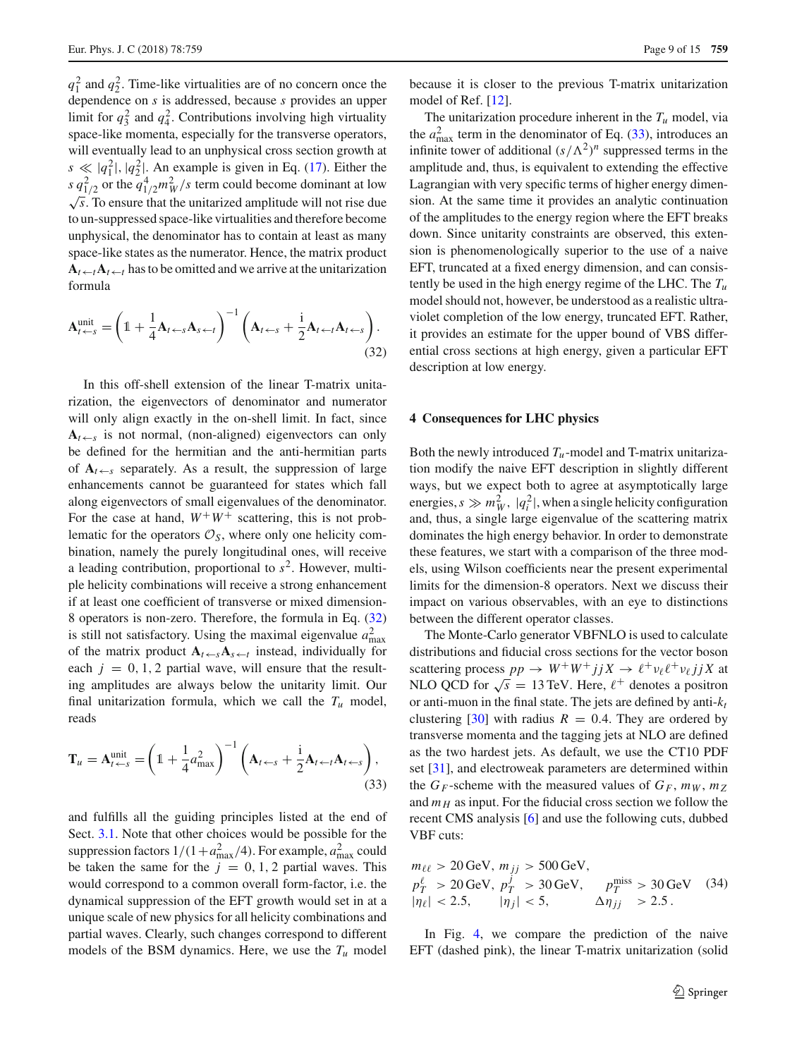$q_1^2$ and $q_2^2$. Time-like virtualities are of no concern once the dependence on $s$ is addressed, because $s$ provides an upper limit for $q_3^2$ and $q_4^2$. Contributions involving high virtuality space-like momenta, especially for the transverse operators, will eventually lead to an unphysical cross section growth at $s \ll |q_1^2|, |q_2^2|$. An example is given in Eq. (17). Either the $s\, q_{1/2}^2$ or the $q_{1/2}^4 m_W^2/s$ term could become dominant at low $\sqrt{s}$. To ensure that the unitarized amplitude will not rise due to un-suppressed space-like virtualities and therefore become unphysical, the denominator has to contain at least as many space-like states as the numerator. Hence, the matrix product $\mathbf{A}_{t\leftarrow t}\mathbf{A}_{t\leftarrow t}$ has to be omitted and we arrive at the unitarization formula

$$\mathbf{A}^{\text{unit}}_{t\leftarrow s} = \left(\mathbb{1} + \frac{1}{4}\mathbf{A}_{t\leftarrow s}\mathbf{A}_{s\leftarrow t}\right)^{-1}\left(\mathbf{A}_{t\leftarrow s} + \frac{\mathrm{i}}{2}\mathbf{A}_{t\leftarrow t}\mathbf{A}_{t\leftarrow s}\right). \tag{32}$$

In this off-shell extension of the linear T-matrix unitarization, the eigenvectors of denominator and numerator will only align exactly in the on-shell limit. In fact, since $\mathbf{A}_{t\leftarrow s}$ is not normal, (non-aligned) eigenvectors can only be defined for the hermitian and the anti-hermitian parts of $\mathbf{A}_{t\leftarrow s}$ separately. As a result, the suppression of large enhancements cannot be guaranteed for states which fall along eigenvectors of small eigenvalues of the denominator. For the case at hand, $W^+W^+$ scattering, this is not problematic for the operators $\mathcal{O}_S$, where only one helicity combination, namely the purely longitudinal ones, will receive a leading contribution, proportional to $s^2$. However, multiple helicity combinations will receive a strong enhancement if at least one coefficient of transverse or mixed dimension-8 operators is non-zero. Therefore, the formula in Eq. (32) is still not satisfactory. Using the maximal eigenvalue $a^2_{\text{max}}$ of the matrix product $\mathbf{A}_{t\leftarrow s}\mathbf{A}_{s\leftarrow t}$ instead, individually for each $j = 0, 1, 2$ partial wave, will ensure that the resulting amplitudes are always below the unitarity limit. Our final unitarization formula, which we call the $T_u$ model, reads

$$\mathbf{T}_u = \mathbf{A}^{\text{unit}}_{t\leftarrow s} = \left(\mathbb{1} + \frac{1}{4}a^2_{\text{max}}\right)^{-1}\left(\mathbf{A}_{t\leftarrow s} + \frac{\mathrm{i}}{2}\mathbf{A}_{t\leftarrow t}\mathbf{A}_{t\leftarrow s}\right), \tag{33}$$

and fulfills all the guiding principles listed at the end of Sect. 3.1. Note that other choices would be possible for the suppression factors $1/(1+a^2_{\text{max}}/4)$. For example, $a^2_{\text{max}}$ could be taken the same for the $j = 0, 1, 2$ partial waves. This would correspond to a common overall form-factor, i.e. the dynamical suppression of the EFT growth would set in at a unique scale of new physics for all helicity combinations and partial waves. Clearly, such changes correspond to different models of the BSM dynamics. Here, we use the $T_u$ model because it is closer to the previous T-matrix unitarization model of Ref. [12].

The unitarization procedure inherent in the $T_u$ model, via the $a^2_{\text{max}}$ term in the denominator of Eq. (33), introduces an infinite tower of additional $(s/\Lambda^2)^n$ suppressed terms in the amplitude and, thus, is equivalent to extending the effective Lagrangian with very specific terms of higher energy dimension. At the same time it provides an analytic continuation of the amplitudes to the energy region where the EFT breaks down. Since unitarity constraints are observed, this extension is phenomenologically superior to the use of a naive EFT, truncated at a fixed energy dimension, and can consistently be used in the high energy regime of the LHC. The $T_u$ model should not, however, be understood as a realistic ultraviolet completion of the low energy, truncated EFT. Rather, it provides an estimate for the upper bound of VBS differential cross sections at high energy, given a particular EFT description at low energy.

## 4 Consequences for LHC physics

Both the newly introduced $T_u$-model and T-matrix unitarization modify the naive EFT description in slightly different ways, but we expect both to agree at asymptotically large energies, $s \gg m_W^2,\ |q_i^2|$, when a single helicity configuration and, thus, a single large eigenvalue of the scattering matrix dominates the high energy behavior. In order to demonstrate these features, we start with a comparison of the three models, using Wilson coefficients near the present experimental limits for the dimension-8 operators. Next we discuss their impact on various observables, with an eye to distinctions between the different operator classes.

The Monte-Carlo generator VBFNLO is used to calculate distributions and fiducial cross sections for the vector boson scattering process $pp \to W^+W^+jjX \to \ell^+\nu_\ell\ell^+\nu_\ell jjX$ at NLO QCD for $\sqrt{s} = 13\,\text{TeV}$. Here, $\ell^+$ denotes a positron or anti-muon in the final state. The jets are defined by anti-$k_t$ clustering [30] with radius $R = 0.4$. They are ordered by transverse momenta and the tagging jets at NLO are defined as the two hardest jets. As default, we use the CT10 PDF set [31], and electroweak parameters are determined within the $G_F$-scheme with the measured values of $G_F$, $m_W$, $m_Z$ and $m_H$ as input. For the fiducial cross section we follow the recent CMS analysis [6] and use the following cuts, dubbed VBF cuts:

$$\begin{aligned}
&m_{\ell\ell} > 20\,\text{GeV},\ m_{jj} > 500\,\text{GeV}, \\
&p_T^\ell \ > 20\,\text{GeV},\ p_T^j \ > 30\,\text{GeV}, \qquad p_T^{\text{miss}} > 30\,\text{GeV} \\
&|\eta_\ell| < 2.5, \qquad |\eta_j| < 5, \qquad \Delta\eta_{jj} \ \ > 2.5\,.
\end{aligned} \tag{34}$$

In Fig. 4, we compare the prediction of the naive EFT (dashed pink), the linear T-matrix unitarization (solid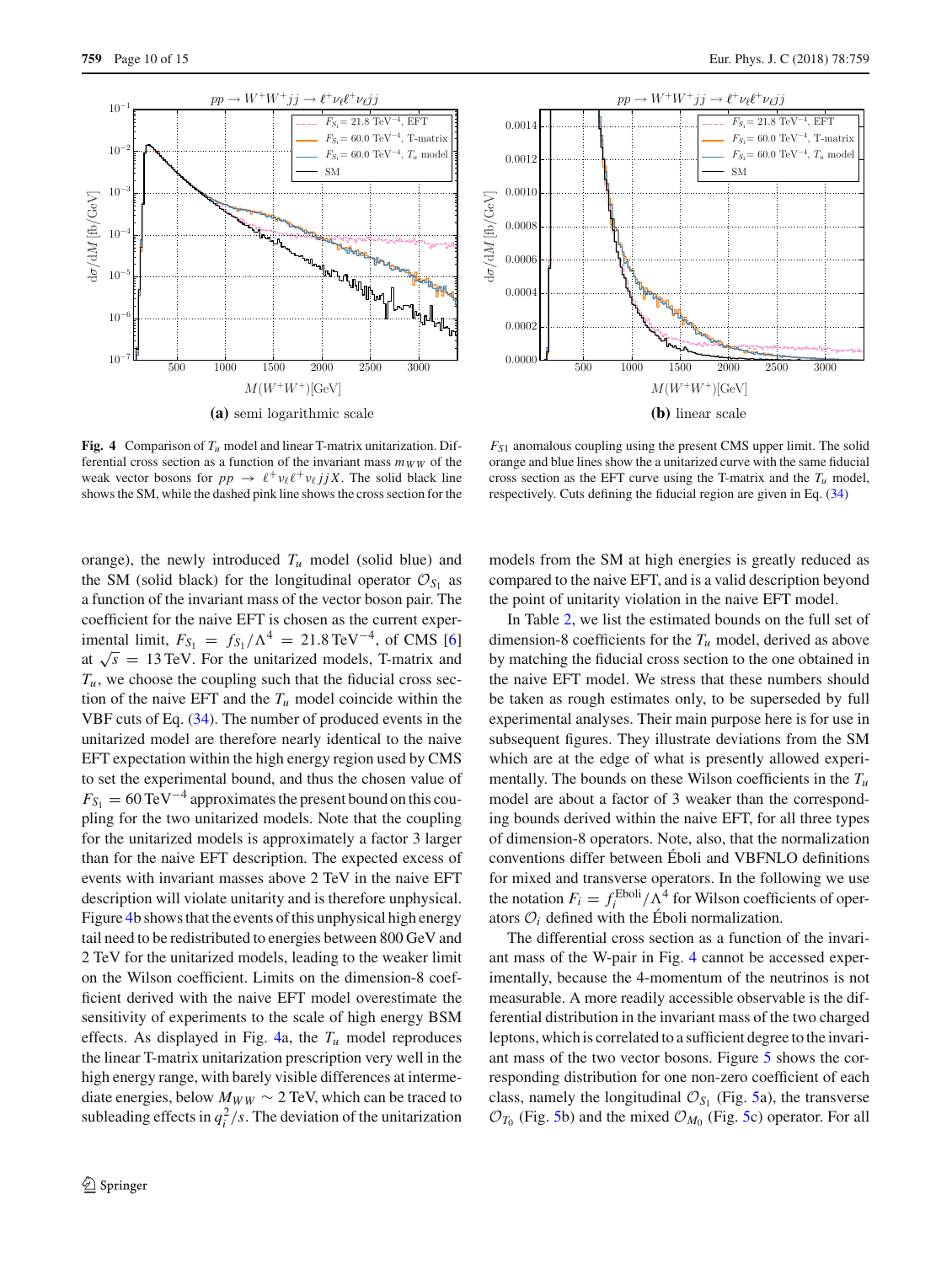**Fig. 4** Comparison of $T_u$ model and linear T-matrix unitarization. Differential cross section as a function of the invariant mass $m_{WW}$ of the weak vector bosons for $pp \to \ell^+\nu_\ell\ell^+\nu_\ell jjX$. The solid black line shows the SM, while the dashed pink line shows the cross section for the $F_{S1}$ anomalous coupling using the present CMS upper limit. The solid orange and blue lines show the a unitarized curve with the same fiducial cross section as the EFT curve using the T-matrix and the $T_u$ model, respectively. Cuts defining the fiducial region are given in Eq. (34)

(a) semi logarithmic scale

(b) linear scale

orange), the newly introduced $T_u$ model (solid blue) and the SM (solid black) for the longitudinal operator $\mathcal{O}_{S_1}$ as a function of the invariant mass of the vector boson pair. The coefficient for the naive EFT is chosen as the current experimental limit, $F_{S_1} = f_{S_1}/\Lambda^4 = 21.8\,\text{TeV}^{-4}$, of CMS [6] at $\sqrt{s} = 13\,\text{TeV}$. For the unitarized models, T-matrix and $T_u$, we choose the coupling such that the fiducial cross section of the naive EFT and the $T_u$ model coincide within the VBF cuts of Eq. (34). The number of produced events in the unitarized model are therefore nearly identical to the naive EFT expectation within the high energy region used by CMS to set the experimental bound, and thus the chosen value of $F_{S_1} = 60\,\text{TeV}^{-4}$ approximates the present bound on this coupling for the two unitarized models. Note that the coupling for the unitarized models is approximately a factor 3 larger than for the naive EFT description. The expected excess of events with invariant masses above 2 TeV in the naive EFT description will violate unitarity and is therefore unphysical. Figure 4b shows that the events of this unphysical high energy tail need to be redistributed to energies between 800 GeV and 2 TeV for the unitarized models, leading to the weaker limit on the Wilson coefficient. Limits on the dimension-8 coefficient derived with the naive EFT model overestimate the sensitivity of experiments to the scale of high energy BSM effects. As displayed in Fig. 4a, the $T_u$ model reproduces the linear T-matrix unitarization prescription very well in the high energy range, with barely visible differences at intermediate energies, below $M_{WW} \sim 2\,\text{TeV}$, which can be traced to subleading effects in $q_i^2/s$. The deviation of the unitarization models from the SM at high energies is greatly reduced as compared to the naive EFT, and is a valid description beyond the point of unitarity violation in the naive EFT model.

In Table 2, we list the estimated bounds on the full set of dimension-8 coefficients for the $T_u$ model, derived as above by matching the fiducial cross section to the one obtained in the naive EFT model. We stress that these numbers should be taken as rough estimates only, to be superseded by full experimental analyses. Their main purpose here is for use in subsequent figures. They illustrate deviations from the SM which are at the edge of what is presently allowed experimentally. The bounds on these Wilson coefficients in the $T_u$ model are about a factor of 3 weaker than the corresponding bounds derived within the naive EFT, for all three types of dimension-8 operators. Note, also, that the normalization conventions differ between Éboli and VBFNLO definitions for mixed and transverse operators. In the following we use the notation $F_i = f_i^{\text{Eboli}}/\Lambda^4$ for Wilson coefficients of operators $\mathcal{O}_i$ defined with the Éboli normalization.

The differential cross section as a function of the invariant mass of the W-pair in Fig. 4 cannot be accessed experimentally, because the 4-momentum of the neutrinos is not measurable. A more readily accessible observable is the differential distribution in the invariant mass of the two charged leptons, which is correlated to a sufficient degree to the invariant mass of the two vector bosons. Figure 5 shows the corresponding distribution for one non-zero coefficient of each class, namely the longitudinal $\mathcal{O}_{S_1}$ (Fig. 5a), the transverse $\mathcal{O}_{T_0}$ (Fig. 5b) and the mixed $\mathcal{O}_{M_0}$ (Fig. 5c) operator. For all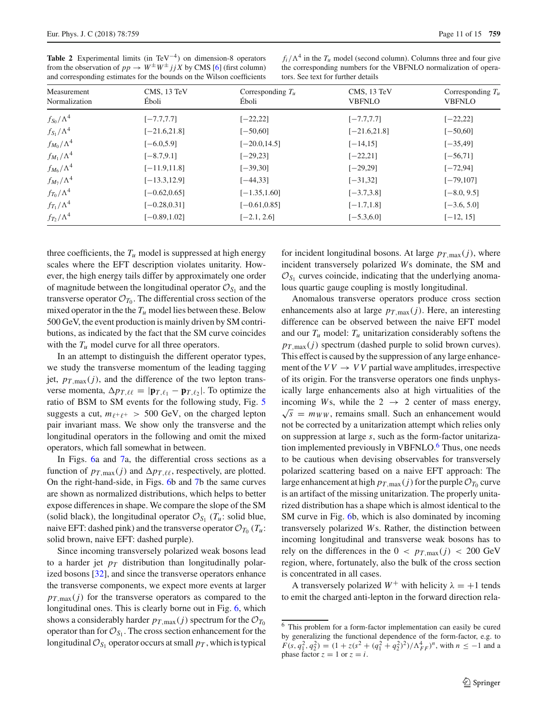**Table 2** Experimental limits (in $\text{TeV}^{-4}$) on dimension-8 operators from the observation of $pp \to W^{\pm}W^{\pm}jjX$ by CMS [6] (first column) and corresponding estimates for the bounds on the Wilson coefficients $f_i/\Lambda^4$ in the $T_u$ model (second column). Columns three and four give the corresponding numbers for the VBFNLO normalization of operators. See text for further details

| Measurement<br>Normalization | CMS, 13 TeV<br>Éboli | Corresponding $T_u$<br>Éboli | CMS, 13 TeV<br>VBFNLO | Corresponding $T_u$<br>VBFNLO |
|---|---|---|---|---|
| $f_{S_0}/\Lambda^4$ | [−7.7,7.7] | [−22,22] | [−7.7,7.7] | [−22,22] |
| $f_{S_1}/\Lambda^4$ | [−21.6,21.8] | [−50,60] | [−21.6,21.8] | [−50,60] |
| $f_{M_0}/\Lambda^4$ | [−6.0,5.9] | [−20.0,14.5] | [−14,15] | [−35,49] |
| $f_{M_1}/\Lambda^4$ | [−8.7,9.1] | [−29,23] | [−22,21] | [−56,71] |
| $f_{M_6}/\Lambda^4$ | [−11.9,11.8] | [−39,30] | [−29,29] | [−72,94] |
| $f_{M_7}/\Lambda^4$ | [−13.3,12.9] | [−44,33] | [−31,32] | [−79,107] |
| $f_{T_0}/\Lambda^4$ | [−0.62,0.65] | [−1.35,1.60] | [−3.7,3.8] | [−8.0, 9.5] |
| $f_{T_1}/\Lambda^4$ | [−0.28,0.31] | [−0.61,0.85] | [−1.7,1.8] | [−3.6, 5.0] |
| $f_{T_2}/\Lambda^4$ | [−0.89,1.02] | [−2.1, 2.6] | [−5.3,6.0] | [−12, 15] |

three coefficients, the $T_u$ model is suppressed at high energy scales where the EFT description violates unitarity. However, the high energy tails differ by approximately one order of magnitude between the longitudinal operator $\mathcal{O}_{S_1}$ and the transverse operator $\mathcal{O}_{T_0}$. The differential cross section of the mixed operator in the the $T_u$ model lies between these. Below 500 GeV, the event production is mainly driven by SM contributions, as indicated by the fact that the SM curve coincides with the $T_u$ model curve for all three operators.

In an attempt to distinguish the different operator types, we study the transverse momentum of the leading tagging jet, $p_{T,\max}(j)$, and the difference of the two lepton transverse momenta, $\Delta p_{T,\ell\ell} = |\mathbf{p}_{T,\ell_1} - \mathbf{p}_{T,\ell_2}|$. To optimize the ratio of BSM to SM events for the following study, Fig. 5 suggests a cut, $m_{\ell^+\ell^+} > 500$ GeV, on the charged lepton pair invariant mass. We show only the transverse and the longitudinal operators in the following and omit the mixed operators, which fall somewhat in between.

In Figs. 6a and 7a, the differential cross sections as a function of $p_{T,\max}(j)$ and $\Delta p_{T,\ell\ell}$, respectively, are plotted. On the right-hand-side, in Figs. 6b and 7b the same curves are shown as normalized distributions, which helps to better expose differences in shape. We compare the slope of the SM (solid black), the longitudinal operator $\mathcal{O}_{S_1}$ ($T_u$: solid blue, naive EFT: dashed pink) and the transverse operator $\mathcal{O}_{T_0}$ ($T_u$: solid brown, naive EFT: dashed purple).

Since incoming transversely polarized weak bosons lead to a harder jet $p_T$ distribution than longitudinally polarized bosons [32], and since the transverse operators enhance the transverse components, we expect more events at larger $p_{T,\max}(j)$ for the transverse operators as compared to the longitudinal ones. This is clearly borne out in Fig. 6, which shows a considerably harder $p_{T,\max}(j)$ spectrum for the $\mathcal{O}_{T_0}$ operator than for $\mathcal{O}_{S_1}$. The cross section enhancement for the longitudinal $\mathcal{O}_{S_1}$ operator occurs at small $p_T$, which is typical for incident longitudinal bosons. At large $p_{T,\max}(j)$, where incident transversely polarized $W$s dominate, the SM and $\mathcal{O}_{S_1}$ curves coincide, indicating that the underlying anomalous quartic gauge coupling is mostly longitudinal.

Anomalous transverse operators produce cross section enhancements also at large $p_{T,\max}(j)$. Here, an interesting difference can be observed between the naive EFT model and our $T_u$ model: $T_u$ unitarization considerably softens the $p_{T,\max}(j)$ spectrum (dashed purple to solid brown curves). This effect is caused by the suppression of any large enhancement of the $VV \to VV$ partial wave amplitudes, irrespective of its origin. For the transverse operators one finds unphysically large enhancements also at high virtualities of the incoming $W$s, while the $2 \to 2$ center of mass energy, $\sqrt{s} = m_{WW}$, remains small. Such an enhancement would not be corrected by a unitarization attempt which relies only on suppression at large $s$, such as the form-factor unitarization implemented previously in VBFNLO.[6] Thus, one needs to be cautious when devising observables for transversely polarized scattering based on a naive EFT approach: The large enhancement at high $p_{T,\max}(j)$ for the purple $\mathcal{O}_{T_0}$ curve is an artifact of the missing unitarization. The properly unitarized distribution has a shape which is almost identical to the SM curve in Fig. 6b, which is also dominated by incoming transversely polarized $W$s. Rather, the distinction between incoming longitudinal and transverse weak bosons has to rely on the differences in the $0 < p_{T,\max}(j) < 200$ GeV region, where, fortunately, also the bulk of the cross section is concentrated in all cases.

A transversely polarized $W^+$ with helicity $\lambda = +1$ tends to emit the charged anti-lepton in the forward direction rela-

[6] This problem for a form-factor implementation can easily be cured by generalizing the functional dependence of the form-factor, e.g. to $F(s, q_1^2, q_2^2) = (1 + z(s^2 + (q_1^2 + q_2^2)^2)/\Lambda_{FF}^4)^n$, with $n \le -1$ and a phase factor $z = 1$ or $z = i$.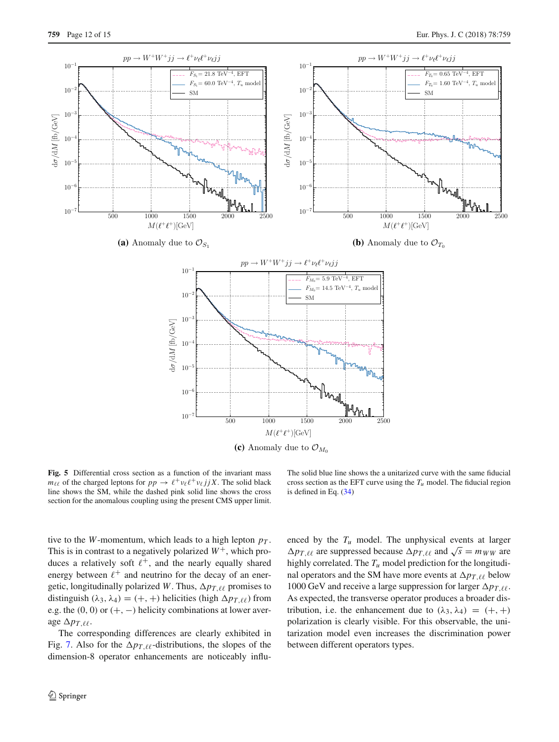(a) Anomaly due to $\mathcal{O}_{S_1}$

(b) Anomaly due to $\mathcal{O}_{T_0}$

(c) Anomaly due to $\mathcal{O}_{M_0}$

**Fig. 5** Differential cross section as a function of the invariant mass $m_{\ell\ell}$ of the charged leptons for $pp \to \ell^+\nu_\ell\ell^+\nu_\ell jjX$. The solid black line shows the SM, while the dashed pink solid line shows the cross section for the anomalous coupling using the present CMS upper limit. The solid blue line shows the a unitarized curve with the same fiducial cross section as the EFT curve using the $T_u$ model. The fiducial region is defined in Eq. (34)

tive to the $W$-momentum, which leads to a high lepton $p_T$. This is in contrast to a negatively polarized $W^+$, which produces a relatively soft $\ell^+$, and the nearly equally shared energy between $\ell^+$ and neutrino for the decay of an energetic, longitudinally polarized $W$. Thus, $\Delta p_{T,\ell\ell}$ promises to distinguish $(\lambda_3, \lambda_4) = (+,+)$ helicities (high $\Delta p_{T,\ell\ell}$) from e.g. the $(0, 0)$ or $(+,-)$ helicity combinations at lower average $\Delta p_{T,\ell\ell}$.

The corresponding differences are clearly exhibited in Fig. 7. Also for the $\Delta p_{T,\ell\ell}$-distributions, the slopes of the dimension-8 operator enhancements are noticeably influenced by the $T_u$ model. The unphysical events at larger $\Delta p_{T,\ell\ell}$ are suppressed because $\Delta p_{T,\ell\ell}$ and $\sqrt{s} = m_{WW}$ are highly correlated. The $T_u$ model prediction for the longitudinal operators and the SM have more events at $\Delta p_{T,\ell\ell}$ below 1000 GeV and receive a large suppression for larger $\Delta p_{T,\ell\ell}$. As expected, the transverse operator produces a broader distribution, i.e. the enhancement due to $(\lambda_3, \lambda_4) = (+,+)$ polarization is clearly visible. For this observable, the unitarization model even increases the discrimination power between different operators types.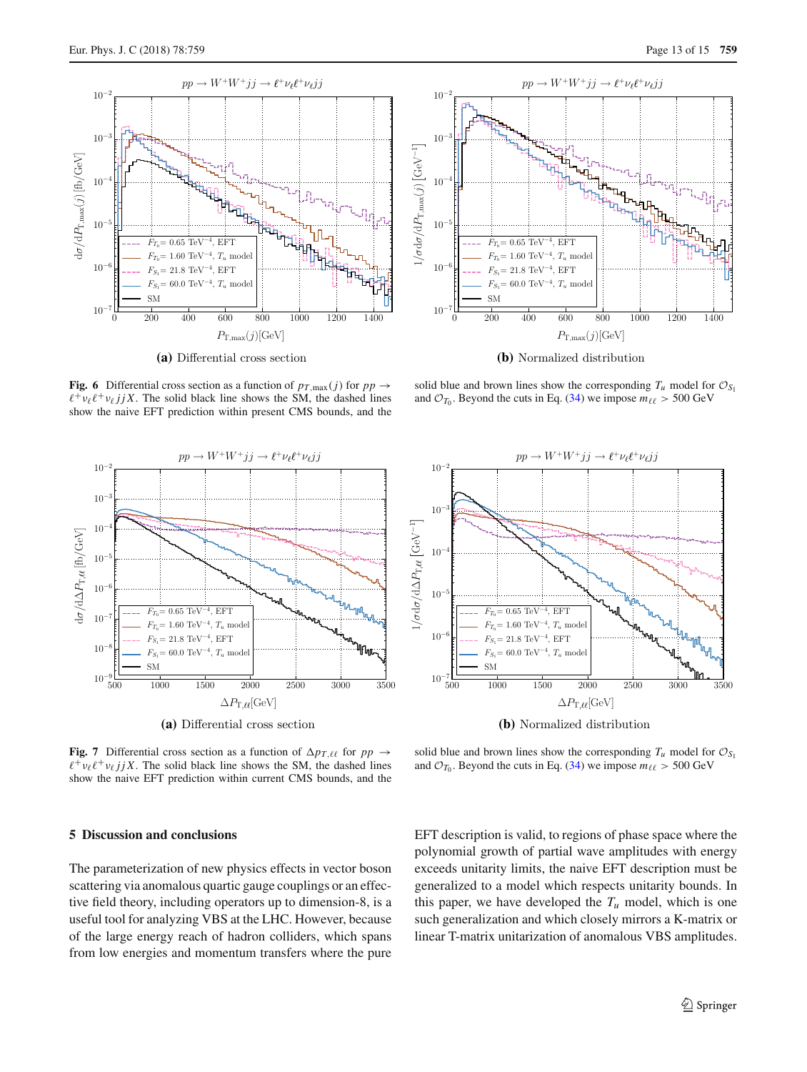**(a)** Differential cross section

**(b)** Normalized distribution

**Fig. 6** Differential cross section as a function of $p_{T,\max}(j)$ for $pp \to \ell^+\nu_\ell\ell^+\nu_\ell jjX$. The solid black line shows the SM, the dashed lines show the naive EFT prediction within present CMS bounds, and the solid blue and brown lines show the corresponding $T_u$ model for $\mathcal{O}_{S_1}$ and $\mathcal{O}_{T_0}$. Beyond the cuts in Eq. (34) we impose $m_{\ell\ell} > 500$ GeV

**(a)** Differential cross section

**(b)** Normalized distribution

**Fig. 7** Differential cross section as a function of $\Delta p_{T,\ell\ell}$ for $pp \to \ell^+\nu_\ell\ell^+\nu_\ell jjX$. The solid black line shows the SM, the dashed lines show the naive EFT prediction within current CMS bounds, and the solid blue and brown lines show the corresponding $T_u$ model for $\mathcal{O}_{S_1}$ and $\mathcal{O}_{T_0}$. Beyond the cuts in Eq. (34) we impose $m_{\ell\ell} > 500$ GeV

## 5 Discussion and conclusions

The parameterization of new physics effects in vector boson scattering via anomalous quartic gauge couplings or an effective field theory, including operators up to dimension-8, is a useful tool for analyzing VBS at the LHC. However, because of the large energy reach of hadron colliders, which spans from low energies and momentum transfers where the pure EFT description is valid, to regions of phase space where the polynomial growth of partial wave amplitudes with energy exceeds unitarity limits, the naive EFT description must be generalized to a model which respects unitarity bounds. In this paper, we have developed the $T_u$ model, which is one such generalization and which closely mirrors a K-matrix or linear T-matrix unitarization of anomalous VBS amplitudes.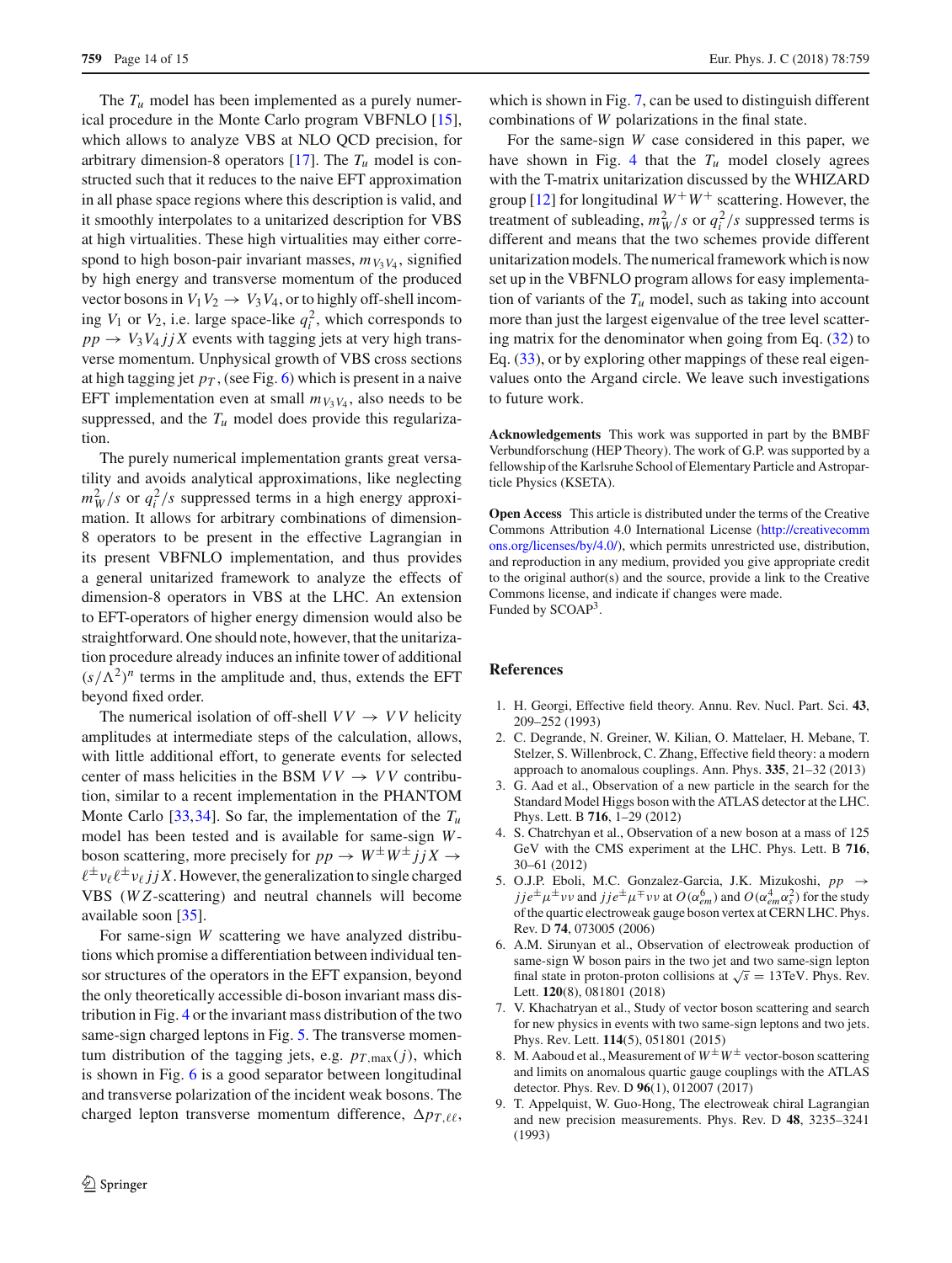The $T_u$ model has been implemented as a purely numerical procedure in the Monte Carlo program VBFNLO [15], which allows to analyze VBS at NLO QCD precision, for arbitrary dimension-8 operators [17]. The $T_u$ model is constructed such that it reduces to the naive EFT approximation in all phase space regions where this description is valid, and it smoothly interpolates to a unitarized description for VBS at high virtualities. These high virtualities may either correspond to high boson-pair invariant masses, $m_{V_3V_4}$, signified by high energy and transverse momentum of the produced vector bosons in $V_1V_2 \to V_3V_4$, or to highly off-shell incoming $V_1$ or $V_2$, i.e. large space-like $q_i^2$, which corresponds to $pp \to V_3V_4jjX$ events with tagging jets at very high transverse momentum. Unphysical growth of VBS cross sections at high tagging jet $p_T$, (see Fig. 6) which is present in a naive EFT implementation even at small $m_{V_3V_4}$, also needs to be suppressed, and the $T_u$ model does provide this regularization.

The purely numerical implementation grants great versatility and avoids analytical approximations, like neglecting $m_W^2/s$ or $q_i^2/s$ suppressed terms in a high energy approximation. It allows for arbitrary combinations of dimension-8 operators to be present in the effective Lagrangian in its present VBFNLO implementation, and thus provides a general unitarized framework to analyze the effects of dimension-8 operators in VBS at the LHC. An extension to EFT-operators of higher energy dimension would also be straightforward. One should note, however, that the unitarization procedure already induces an infinite tower of additional $(s/\Lambda^2)^n$ terms in the amplitude and, thus, extends the EFT beyond fixed order.

The numerical isolation of off-shell $VV \to VV$ helicity amplitudes at intermediate steps of the calculation, allows, with little additional effort, to generate events for selected center of mass helicities in the BSM $VV \to VV$ contribution, similar to a recent implementation in the PHANTOM Monte Carlo [33,34]. So far, the implementation of the $T_u$ model has been tested and is available for same-sign $W$-boson scattering, more precisely for $pp \to W^\pm W^\pm jjX \to \ell^\pm \nu_\ell \ell^\pm \nu_\ell jjX$. However, the generalization to single charged VBS ($WZ$-scattering) and neutral channels will become available soon [35].

For same-sign $W$ scattering we have analyzed distributions which promise a differentiation between individual tensor structures of the operators in the EFT expansion, beyond the only theoretically accessible di-boson invariant mass distribution in Fig. 4 or the invariant mass distribution of the two same-sign charged leptons in Fig. 5. The transverse momentum distribution of the tagging jets, e.g. $p_{T,\max}(j)$, which is shown in Fig. 6 is a good separator between longitudinal and transverse polarization of the incident weak bosons. The charged lepton transverse momentum difference, $\Delta p_{T,\ell\ell}$, which is shown in Fig. 7, can be used to distinguish different combinations of $W$ polarizations in the final state.

For the same-sign $W$ case considered in this paper, we have shown in Fig. 4 that the $T_u$ model closely agrees with the T-matrix unitarization discussed by the WHIZARD group [12] for longitudinal $W^+W^+$ scattering. However, the treatment of subleading, $m_W^2/s$ or $q_i^2/s$ suppressed terms is different and means that the two schemes provide different unitarization models. The numerical framework which is now set up in the VBFNLO program allows for easy implementation of variants of the $T_u$ model, such as taking into account more than just the largest eigenvalue of the tree level scattering matrix for the denominator when going from Eq. (32) to Eq. (33), or by exploring other mappings of these real eigenvalues onto the Argand circle. We leave such investigations to future work.

**Acknowledgements** This work was supported in part by the BMBF Verbundforschung (HEP Theory). The work of G.P. was supported by a fellowship of the Karlsruhe School of Elementary Particle and Astroparticle Physics (KSETA).

**Open Access** This article is distributed under the terms of the Creative Commons Attribution 4.0 International License (http://creativecommons.org/licenses/by/4.0/), which permits unrestricted use, distribution, and reproduction in any medium, provided you give appropriate credit to the original author(s) and the source, provide a link to the Creative Commons license, and indicate if changes were made.
Funded by SCOAP[3].

## References

1. H. Georgi, Effective field theory. Annu. Rev. Nucl. Part. Sci. **43**, 209–252 (1993)
2. C. Degrande, N. Greiner, W. Kilian, O. Mattelaer, H. Mebane, T. Stelzer, S. Willenbrock, C. Zhang, Effective field theory: a modern approach to anomalous couplings. Ann. Phys. **335**, 21–32 (2013)
3. G. Aad et al., Observation of a new particle in the search for the Standard Model Higgs boson with the ATLAS detector at the LHC. Phys. Lett. B **716**, 1–29 (2012)
4. S. Chatrchyan et al., Observation of a new boson at a mass of 125 GeV with the CMS experiment at the LHC. Phys. Lett. B **716**, 30–61 (2012)
5. O.J.P. Eboli, M.C. Gonzalez-Garcia, J.K. Mizukoshi, $pp \to jje^\pm\mu^\pm\nu\nu$ and $jje^\pm\mu^\mp\nu\nu$ at $O(\alpha_{em}^6)$ and $O(\alpha_{em}^4\alpha_s^2)$ for the study of the quartic electroweak gauge boson vertex at CERN LHC. Phys. Rev. D **74**, 073005 (2006)
6. A.M. Sirunyan et al., Observation of electroweak production of same-sign W boson pairs in the two jet and two same-sign lepton final state in proton-proton collisions at $\sqrt{s} = 13$TeV. Phys. Rev. Lett. **120**(8), 081801 (2018)
7. V. Khachatryan et al., Study of vector boson scattering and search for new physics in events with two same-sign leptons and two jets. Phys. Rev. Lett. **114**(5), 051801 (2015)
8. M. Aaboud et al., Measurement of $W^\pm W^\pm$ vector-boson scattering and limits on anomalous quartic gauge couplings with the ATLAS detector. Phys. Rev. D **96**(1), 012007 (2017)
9. T. Appelquist, W. Guo-Hong, The electroweak chiral Lagrangian and new precision measurements. Phys. Rev. D **48**, 3235–3241 (1993)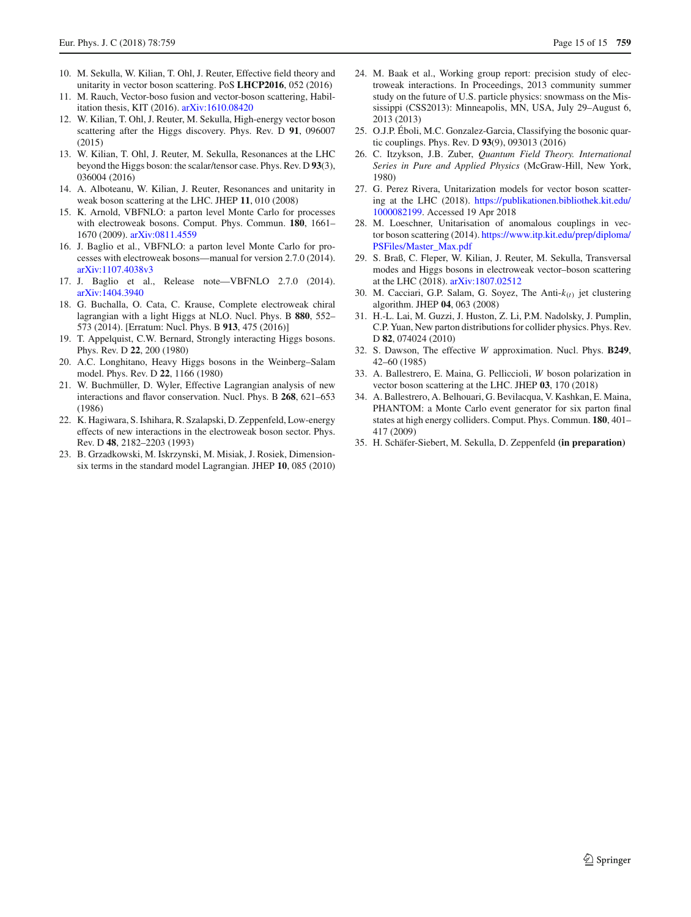10. M. Sekulla, W. Kilian, T. Ohl, J. Reuter, Effective field theory and unitarity in vector boson scattering. PoS **LHCP2016**, 052 (2016)
11. M. Rauch, Vector-boso fusion and vector-boson scattering, Habilitation thesis, KIT (2016). arXiv:1610.08420
12. W. Kilian, T. Ohl, J. Reuter, M. Sekulla, High-energy vector boson scattering after the Higgs discovery. Phys. Rev. D **91**, 096007 (2015)
13. W. Kilian, T. Ohl, J. Reuter, M. Sekulla, Resonances at the LHC beyond the Higgs boson: the scalar/tensor case. Phys. Rev. D **93**(3), 036004 (2016)
14. A. Alboteanu, W. Kilian, J. Reuter, Resonances and unitarity in weak boson scattering at the LHC. JHEP **11**, 010 (2008)
15. K. Arnold, VBFNLO: a parton level Monte Carlo for processes with electroweak bosons. Comput. Phys. Commun. **180**, 1661–1670 (2009). arXiv:0811.4559
16. J. Baglio et al., VBFNLO: a parton level Monte Carlo for processes with electroweak bosons—manual for version 2.7.0 (2014). arXiv:1107.4038v3
17. J. Baglio et al., Release note—VBFNLO 2.7.0 (2014). arXiv:1404.3940
18. G. Buchalla, O. Cata, C. Krause, Complete electroweak chiral lagrangian with a light Higgs at NLO. Nucl. Phys. B **880**, 552–573 (2014). [Erratum: Nucl. Phys. B **913**, 475 (2016)]
19. T. Appelquist, C.W. Bernard, Strongly interacting Higgs bosons. Phys. Rev. D **22**, 200 (1980)
20. A.C. Longhitano, Heavy Higgs bosons in the Weinberg–Salam model. Phys. Rev. D **22**, 1166 (1980)
21. W. Buchmüller, D. Wyler, Effective Lagrangian analysis of new interactions and flavor conservation. Nucl. Phys. B **268**, 621–653 (1986)
22. K. Hagiwara, S. Ishihara, R. Szalapski, D. Zeppenfeld, Low-energy effects of new interactions in the electroweak boson sector. Phys. Rev. D **48**, 2182–2203 (1993)
23. B. Grzadkowski, M. Iskrzynski, M. Misiak, J. Rosiek, Dimension-six terms in the standard model Lagrangian. JHEP **10**, 085 (2010)
24. M. Baak et al., Working group report: precision study of electroweak interactions. In Proceedings, 2013 community summer study on the future of U.S. particle physics: snowmass on the Mississippi (CSS2013): Minneapolis, MN, USA, July 29–August 6, 2013 (2013)
25. O.J.P. Éboli, M.C. Gonzalez-Garcia, Classifying the bosonic quartic couplings. Phys. Rev. D **93**(9), 093013 (2016)
26. C. Itzykson, J.B. Zuber, *Quantum Field Theory. International Series in Pure and Applied Physics* (McGraw-Hill, New York, 1980)
27. G. Perez Rivera, Unitarization models for vector boson scattering at the LHC (2018). https://publikationen.bibliothek.kit.edu/1000082199. Accessed 19 Apr 2018
28. M. Loeschner, Unitarisation of anomalous couplings in vector boson scattering (2014). https://www.itp.kit.edu/prep/diploma/PSFiles/Master_Max.pdf
29. S. Braß, C. Fleper, W. Kilian, J. Reuter, M. Sekulla, Transversal modes and Higgs bosons in electroweak vector–boson scattering at the LHC (2018). arXiv:1807.02512
30. M. Cacciari, G.P. Salam, G. Soyez, The Anti-$k_{(t)}$ jet clustering algorithm. JHEP **04**, 063 (2008)
31. H.-L. Lai, M. Guzzi, J. Huston, Z. Li, P.M. Nadolsky, J. Pumplin, C.P. Yuan, New parton distributions for collider physics. Phys. Rev. D **82**, 074024 (2010)
32. S. Dawson, The effective $W$ approximation. Nucl. Phys. **B249**, 42–60 (1985)
33. A. Ballestrero, E. Maina, G. Pelliccioli, $W$ boson polarization in vector boson scattering at the LHC. JHEP **03**, 170 (2018)
34. A. Ballestrero, A. Belhouari, G. Bevilacqua, V. Kashkan, E. Maina, PHANTOM: a Monte Carlo event generator for six parton final states at high energy colliders. Comput. Phys. Commun. **180**, 401–417 (2009)
35. H. Schäfer-Siebert, M. Sekulla, D. Zeppenfeld **(in preparation)**